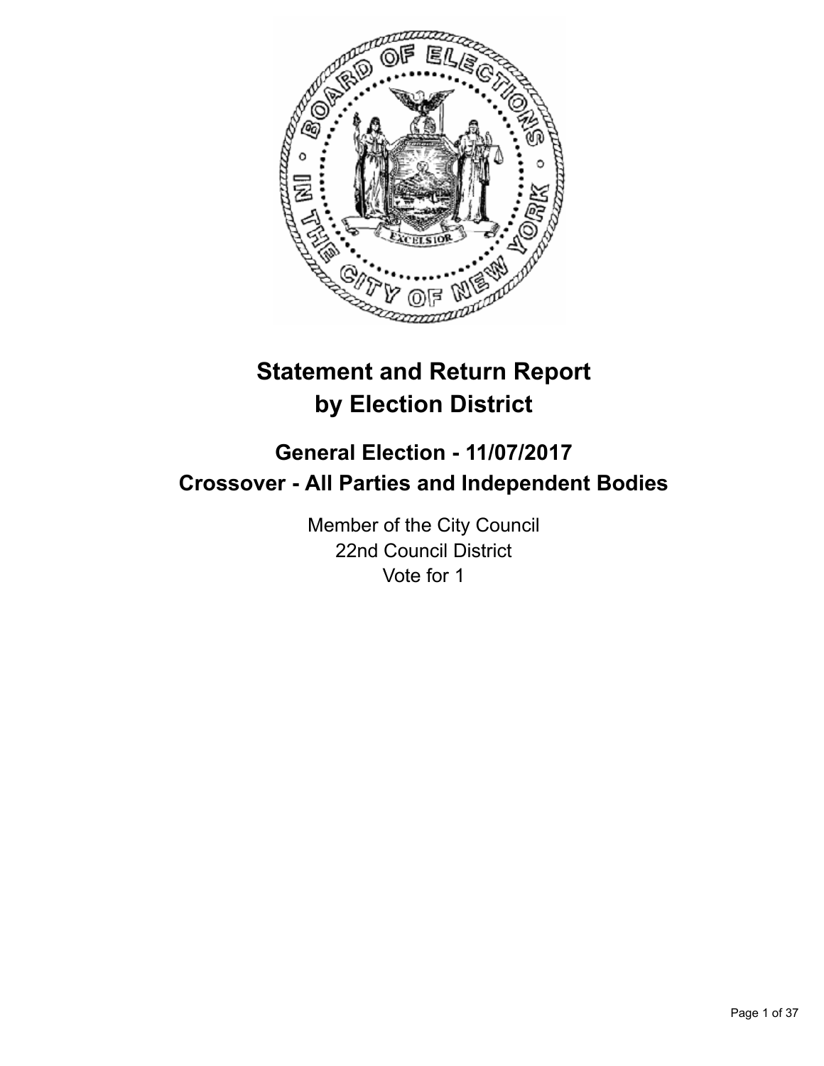# Statement and Return Report by Election District

## General Election - 11/07/2017
## Crossover - All Parties and Independent Bodies

Member of the City Council
22nd Council District
Vote for 1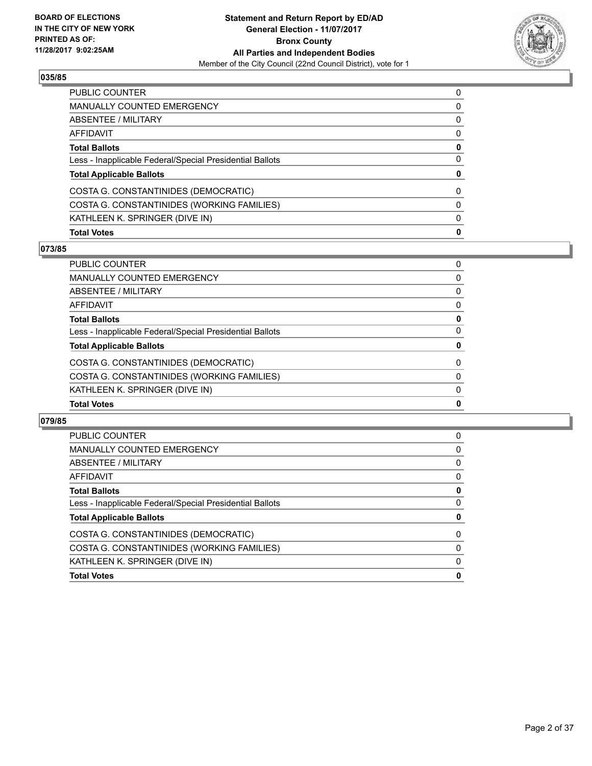BOARD OF ELECTIONS
IN THE CITY OF NEW YORK
PRINTED AS OF:
11/28/2017 9:02:25AM

**Statement and Return Report by ED/AD**
**General Election - 11/07/2017**
**Bronx County**
**All Parties and Independent Bodies**
Member of the City Council (22nd Council District), vote for 1

## 035/85

| | |
|---|---|
| PUBLIC COUNTER | 0 |
| MANUALLY COUNTED EMERGENCY | 0 |
| ABSENTEE / MILITARY | 0 |
| AFFIDAVIT | 0 |
| **Total Ballots** | **0** |
| Less - Inapplicable Federal/Special Presidential Ballots | 0 |
| **Total Applicable Ballots** | **0** |
| COSTA G. CONSTANTINIDES (DEMOCRATIC) | 0 |
| COSTA G. CONSTANTINIDES (WORKING FAMILIES) | 0 |
| KATHLEEN K. SPRINGER (DIVE IN) | 0 |
| **Total Votes** | **0** |

## 073/85

| | |
|---|---|
| PUBLIC COUNTER | 0 |
| MANUALLY COUNTED EMERGENCY | 0 |
| ABSENTEE / MILITARY | 0 |
| AFFIDAVIT | 0 |
| **Total Ballots** | **0** |
| Less - Inapplicable Federal/Special Presidential Ballots | 0 |
| **Total Applicable Ballots** | **0** |
| COSTA G. CONSTANTINIDES (DEMOCRATIC) | 0 |
| COSTA G. CONSTANTINIDES (WORKING FAMILIES) | 0 |
| KATHLEEN K. SPRINGER (DIVE IN) | 0 |
| **Total Votes** | **0** |

## 079/85

| | |
|---|---|
| PUBLIC COUNTER | 0 |
| MANUALLY COUNTED EMERGENCY | 0 |
| ABSENTEE / MILITARY | 0 |
| AFFIDAVIT | 0 |
| **Total Ballots** | **0** |
| Less - Inapplicable Federal/Special Presidential Ballots | 0 |
| **Total Applicable Ballots** | **0** |
| COSTA G. CONSTANTINIDES (DEMOCRATIC) | 0 |
| COSTA G. CONSTANTINIDES (WORKING FAMILIES) | 0 |
| KATHLEEN K. SPRINGER (DIVE IN) | 0 |
| **Total Votes** | **0** |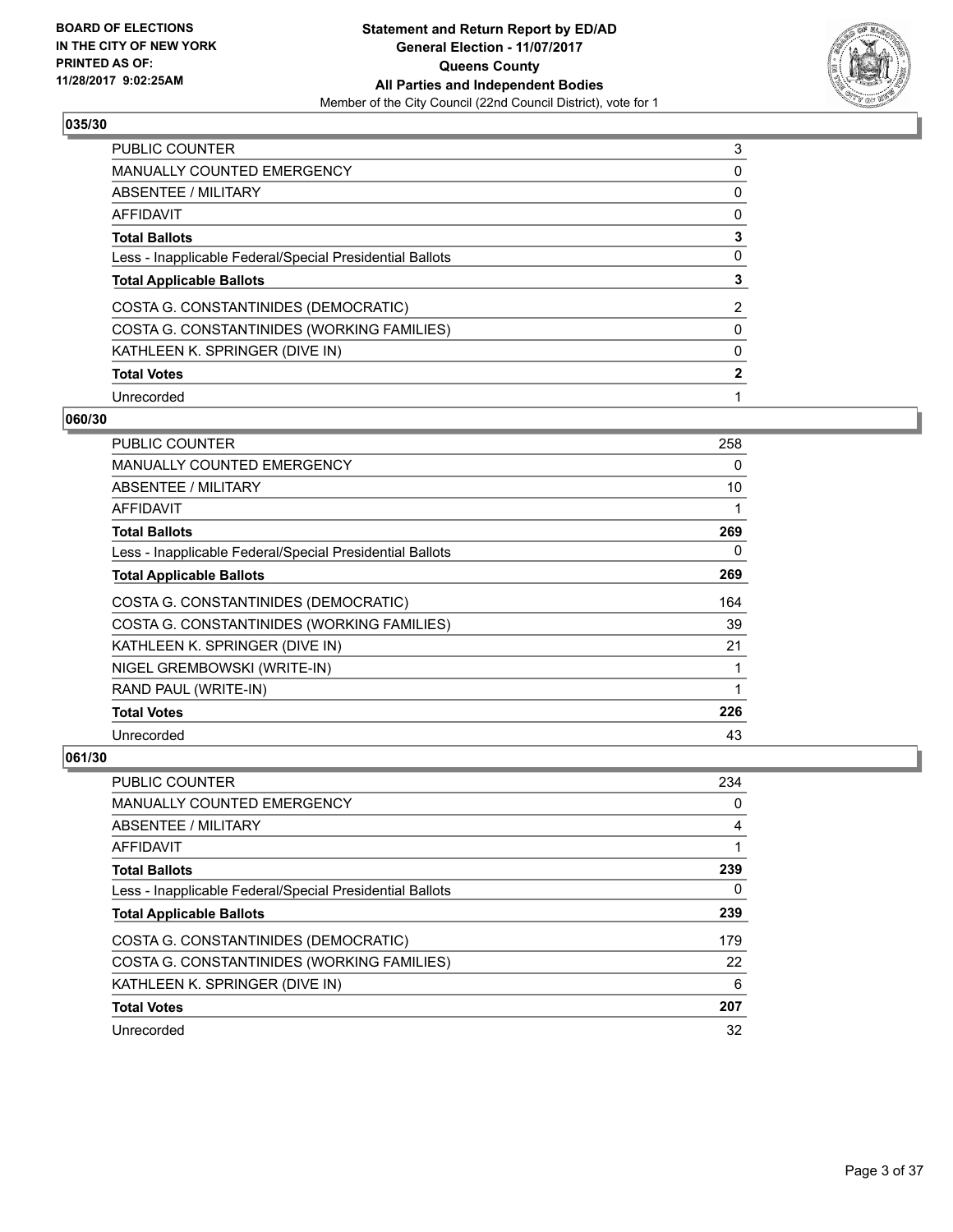### 035/30

| | |
|---|---|
| PUBLIC COUNTER | 3 |
| MANUALLY COUNTED EMERGENCY | 0 |
| ABSENTEE / MILITARY | 0 |
| AFFIDAVIT | 0 |
| **Total Ballots** | **3** |
| Less - Inapplicable Federal/Special Presidential Ballots | 0 |
| **Total Applicable Ballots** | **3** |
| COSTA G. CONSTANTINIDES (DEMOCRATIC) | 2 |
| COSTA G. CONSTANTINIDES (WORKING FAMILIES) | 0 |
| KATHLEEN K. SPRINGER (DIVE IN) | 0 |
| **Total Votes** | **2** |
| Unrecorded | 1 |

### 060/30

| | |
|---|---|
| PUBLIC COUNTER | 258 |
| MANUALLY COUNTED EMERGENCY | 0 |
| ABSENTEE / MILITARY | 10 |
| AFFIDAVIT | 1 |
| **Total Ballots** | **269** |
| Less - Inapplicable Federal/Special Presidential Ballots | 0 |
| **Total Applicable Ballots** | **269** |
| COSTA G. CONSTANTINIDES (DEMOCRATIC) | 164 |
| COSTA G. CONSTANTINIDES (WORKING FAMILIES) | 39 |
| KATHLEEN K. SPRINGER (DIVE IN) | 21 |
| NIGEL GREMBOWSKI (WRITE-IN) | 1 |
| RAND PAUL (WRITE-IN) | 1 |
| **Total Votes** | **226** |
| Unrecorded | 43 |

### 061/30

| | |
|---|---|
| PUBLIC COUNTER | 234 |
| MANUALLY COUNTED EMERGENCY | 0 |
| ABSENTEE / MILITARY | 4 |
| AFFIDAVIT | 1 |
| **Total Ballots** | **239** |
| Less - Inapplicable Federal/Special Presidential Ballots | 0 |
| **Total Applicable Ballots** | **239** |
| COSTA G. CONSTANTINIDES (DEMOCRATIC) | 179 |
| COSTA G. CONSTANTINIDES (WORKING FAMILIES) | 22 |
| KATHLEEN K. SPRINGER (DIVE IN) | 6 |
| **Total Votes** | **207** |
| Unrecorded | 32 |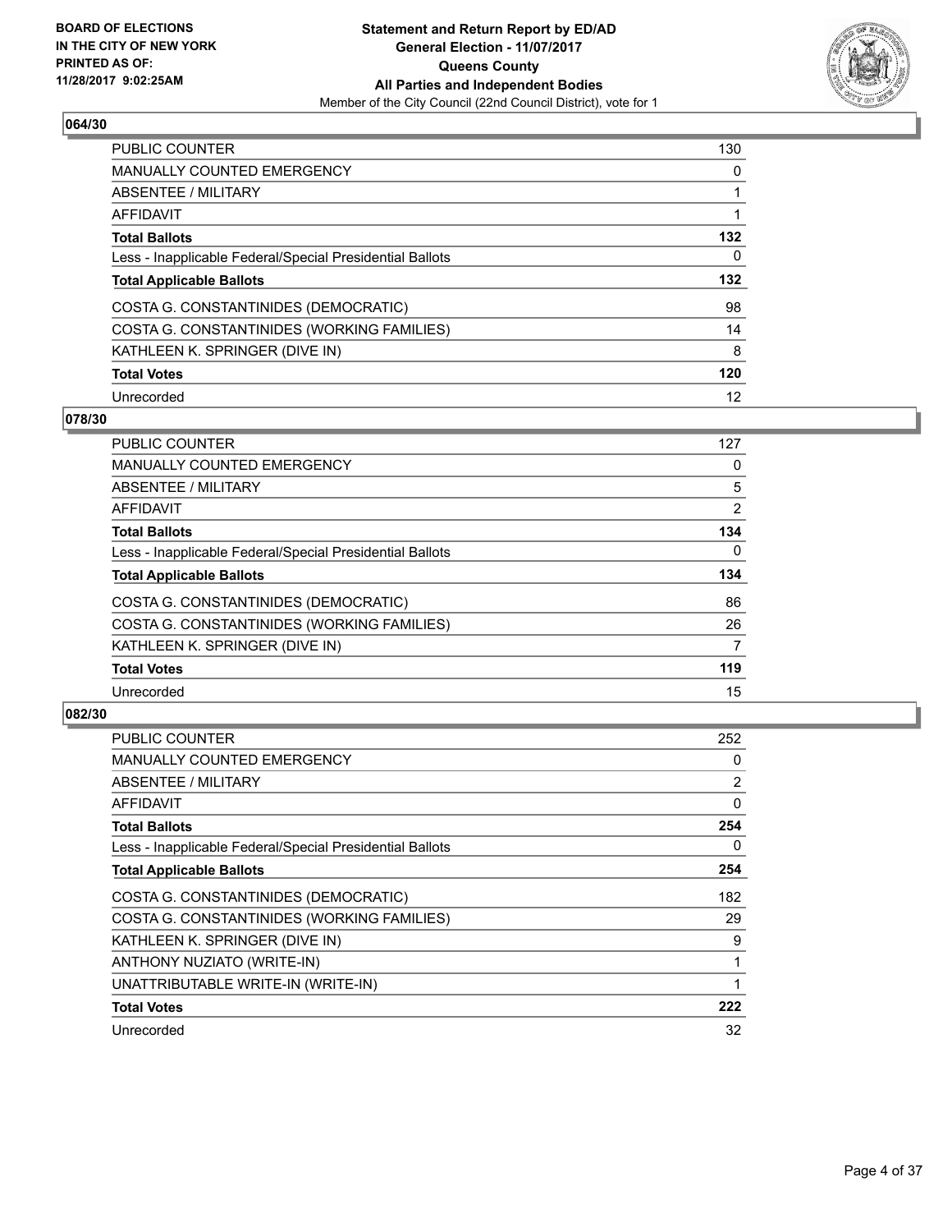## 064/30

| | |
|---|---|
| PUBLIC COUNTER | 130 |
| MANUALLY COUNTED EMERGENCY | 0 |
| ABSENTEE / MILITARY | 1 |
| AFFIDAVIT | 1 |
| **Total Ballots** | **132** |
| Less - Inapplicable Federal/Special Presidential Ballots | 0 |
| **Total Applicable Ballots** | **132** |
| COSTA G. CONSTANTINIDES (DEMOCRATIC) | 98 |
| COSTA G. CONSTANTINIDES (WORKING FAMILIES) | 14 |
| KATHLEEN K. SPRINGER (DIVE IN) | 8 |
| **Total Votes** | **120** |
| Unrecorded | 12 |

## 078/30

| | |
|---|---|
| PUBLIC COUNTER | 127 |
| MANUALLY COUNTED EMERGENCY | 0 |
| ABSENTEE / MILITARY | 5 |
| AFFIDAVIT | 2 |
| **Total Ballots** | **134** |
| Less - Inapplicable Federal/Special Presidential Ballots | 0 |
| **Total Applicable Ballots** | **134** |
| COSTA G. CONSTANTINIDES (DEMOCRATIC) | 86 |
| COSTA G. CONSTANTINIDES (WORKING FAMILIES) | 26 |
| KATHLEEN K. SPRINGER (DIVE IN) | 7 |
| **Total Votes** | **119** |
| Unrecorded | 15 |

## 082/30

| | |
|---|---|
| PUBLIC COUNTER | 252 |
| MANUALLY COUNTED EMERGENCY | 0 |
| ABSENTEE / MILITARY | 2 |
| AFFIDAVIT | 0 |
| **Total Ballots** | **254** |
| Less - Inapplicable Federal/Special Presidential Ballots | 0 |
| **Total Applicable Ballots** | **254** |
| COSTA G. CONSTANTINIDES (DEMOCRATIC) | 182 |
| COSTA G. CONSTANTINIDES (WORKING FAMILIES) | 29 |
| KATHLEEN K. SPRINGER (DIVE IN) | 9 |
| ANTHONY NUZIATO (WRITE-IN) | 1 |
| UNATTRIBUTABLE WRITE-IN (WRITE-IN) | 1 |
| **Total Votes** | **222** |
| Unrecorded | 32 |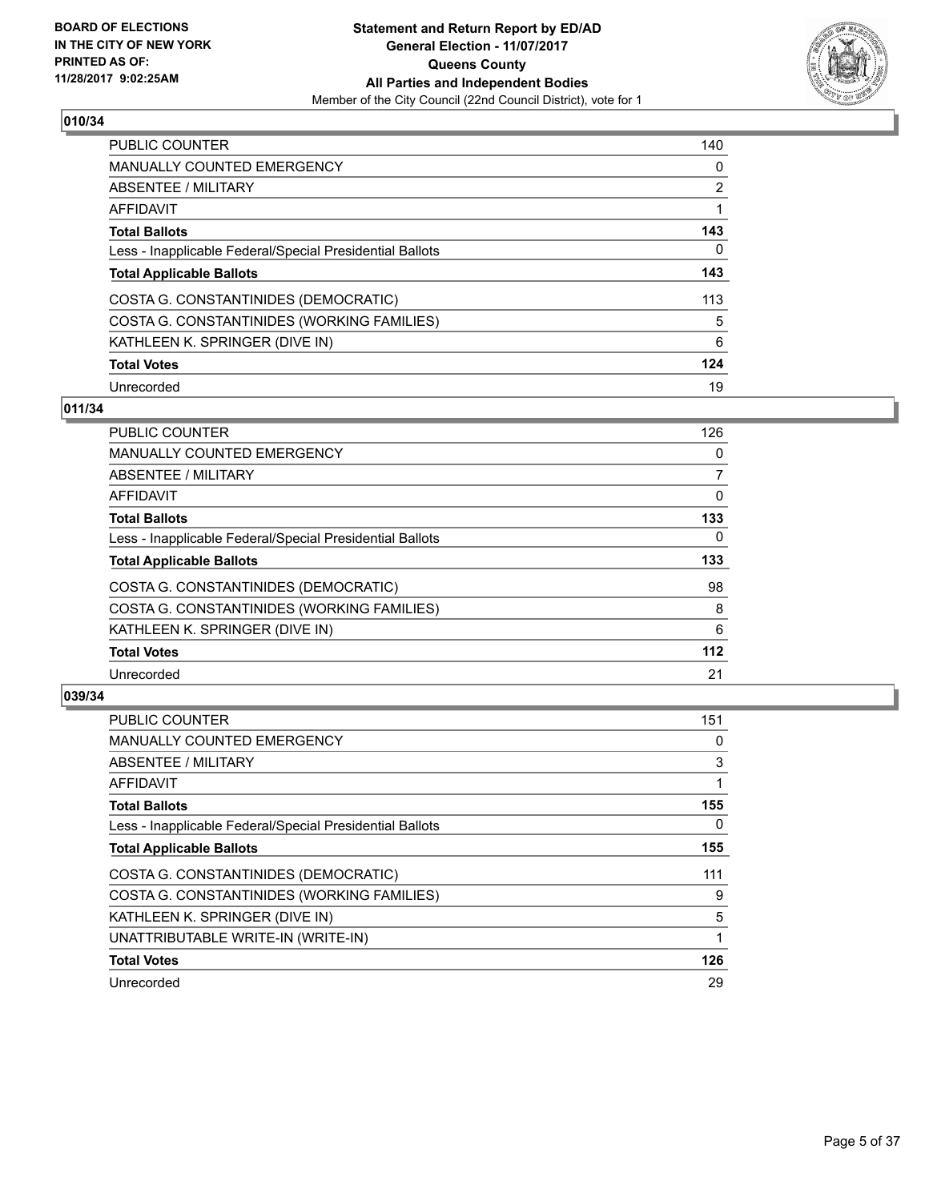## 010/34

| | |
|---|---|
| PUBLIC COUNTER | 140 |
| MANUALLY COUNTED EMERGENCY | 0 |
| ABSENTEE / MILITARY | 2 |
| AFFIDAVIT | 1 |
| **Total Ballots** | **143** |
| Less - Inapplicable Federal/Special Presidential Ballots | 0 |
| **Total Applicable Ballots** | **143** |
| COSTA G. CONSTANTINIDES (DEMOCRATIC) | 113 |
| COSTA G. CONSTANTINIDES (WORKING FAMILIES) | 5 |
| KATHLEEN K. SPRINGER (DIVE IN) | 6 |
| **Total Votes** | **124** |
| Unrecorded | 19 |

## 011/34

| | |
|---|---|
| PUBLIC COUNTER | 126 |
| MANUALLY COUNTED EMERGENCY | 0 |
| ABSENTEE / MILITARY | 7 |
| AFFIDAVIT | 0 |
| **Total Ballots** | **133** |
| Less - Inapplicable Federal/Special Presidential Ballots | 0 |
| **Total Applicable Ballots** | **133** |
| COSTA G. CONSTANTINIDES (DEMOCRATIC) | 98 |
| COSTA G. CONSTANTINIDES (WORKING FAMILIES) | 8 |
| KATHLEEN K. SPRINGER (DIVE IN) | 6 |
| **Total Votes** | **112** |
| Unrecorded | 21 |

## 039/34

| | |
|---|---|
| PUBLIC COUNTER | 151 |
| MANUALLY COUNTED EMERGENCY | 0 |
| ABSENTEE / MILITARY | 3 |
| AFFIDAVIT | 1 |
| **Total Ballots** | **155** |
| Less - Inapplicable Federal/Special Presidential Ballots | 0 |
| **Total Applicable Ballots** | **155** |
| COSTA G. CONSTANTINIDES (DEMOCRATIC) | 111 |
| COSTA G. CONSTANTINIDES (WORKING FAMILIES) | 9 |
| KATHLEEN K. SPRINGER (DIVE IN) | 5 |
| UNATTRIBUTABLE WRITE-IN (WRITE-IN) | 1 |
| **Total Votes** | **126** |
| Unrecorded | 29 |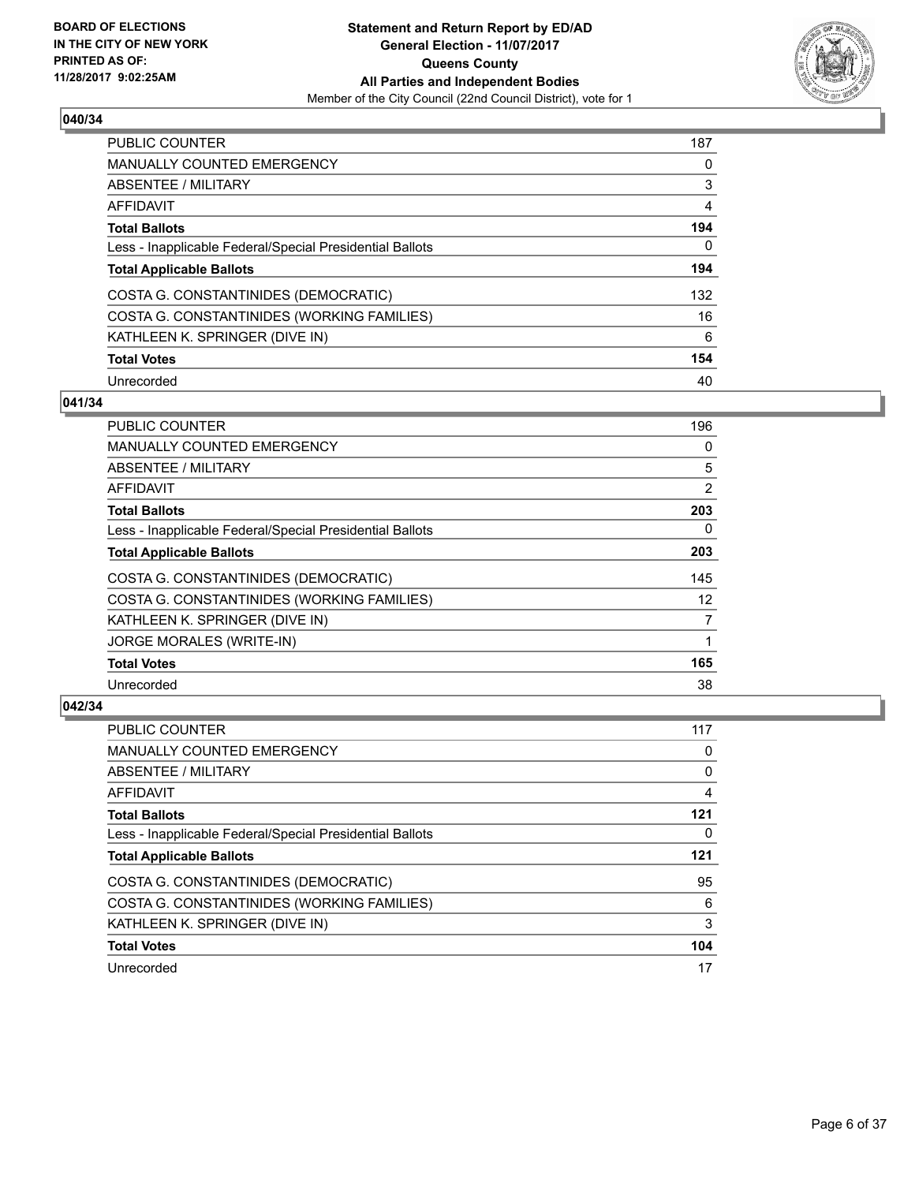BOARD OF ELECTIONS
IN THE CITY OF NEW YORK
PRINTED AS OF:
11/28/2017 9:02:25AM

**Statement and Return Report by ED/AD**
**General Election - 11/07/2017**
**Queens County**
**All Parties and Independent Bodies**
Member of the City Council (22nd Council District), vote for 1

### 040/34

| | |
|---|---|
| PUBLIC COUNTER | 187 |
| MANUALLY COUNTED EMERGENCY | 0 |
| ABSENTEE / MILITARY | 3 |
| AFFIDAVIT | 4 |
| **Total Ballots** | **194** |
| Less - Inapplicable Federal/Special Presidential Ballots | 0 |
| **Total Applicable Ballots** | **194** |
| COSTA G. CONSTANTINIDES (DEMOCRATIC) | 132 |
| COSTA G. CONSTANTINIDES (WORKING FAMILIES) | 16 |
| KATHLEEN K. SPRINGER (DIVE IN) | 6 |
| **Total Votes** | **154** |
| Unrecorded | 40 |

### 041/34

| | |
|---|---|
| PUBLIC COUNTER | 196 |
| MANUALLY COUNTED EMERGENCY | 0 |
| ABSENTEE / MILITARY | 5 |
| AFFIDAVIT | 2 |
| **Total Ballots** | **203** |
| Less - Inapplicable Federal/Special Presidential Ballots | 0 |
| **Total Applicable Ballots** | **203** |
| COSTA G. CONSTANTINIDES (DEMOCRATIC) | 145 |
| COSTA G. CONSTANTINIDES (WORKING FAMILIES) | 12 |
| KATHLEEN K. SPRINGER (DIVE IN) | 7 |
| JORGE MORALES (WRITE-IN) | 1 |
| **Total Votes** | **165** |
| Unrecorded | 38 |

### 042/34

| | |
|---|---|
| PUBLIC COUNTER | 117 |
| MANUALLY COUNTED EMERGENCY | 0 |
| ABSENTEE / MILITARY | 0 |
| AFFIDAVIT | 4 |
| **Total Ballots** | **121** |
| Less - Inapplicable Federal/Special Presidential Ballots | 0 |
| **Total Applicable Ballots** | **121** |
| COSTA G. CONSTANTINIDES (DEMOCRATIC) | 95 |
| COSTA G. CONSTANTINIDES (WORKING FAMILIES) | 6 |
| KATHLEEN K. SPRINGER (DIVE IN) | 3 |
| **Total Votes** | **104** |
| Unrecorded | 17 |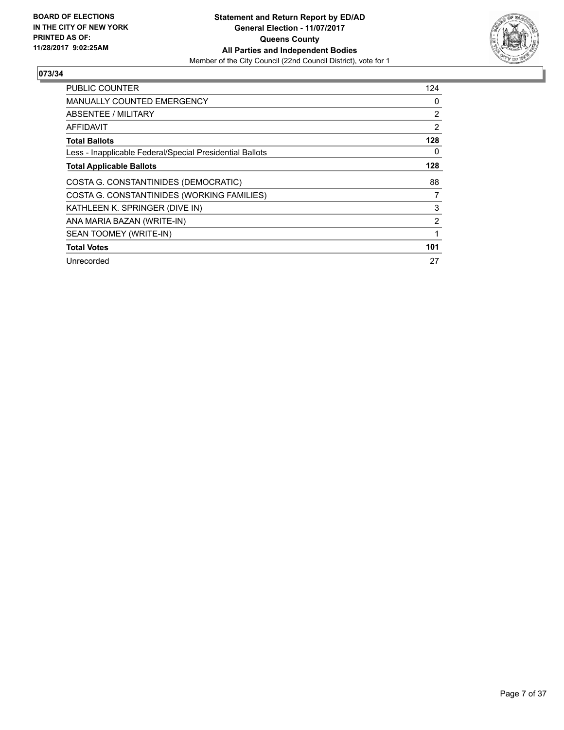**BOARD OF ELECTIONS IN THE CITY OF NEW YORK PRINTED AS OF: 11/28/2017 9:02:25AM**

**Statement and Return Report by ED/AD**
**General Election - 11/07/2017**
**Queens County**
**All Parties and Independent Bodies**
Member of the City Council (22nd Council District), vote for 1

## 073/34

| | |
|---|---|
| PUBLIC COUNTER | 124 |
| MANUALLY COUNTED EMERGENCY | 0 |
| ABSENTEE / MILITARY | 2 |
| AFFIDAVIT | 2 |
| **Total Ballots** | **128** |
| Less - Inapplicable Federal/Special Presidential Ballots | 0 |
| **Total Applicable Ballots** | **128** |
| COSTA G. CONSTANTINIDES (DEMOCRATIC) | 88 |
| COSTA G. CONSTANTINIDES (WORKING FAMILIES) | 7 |
| KATHLEEN K. SPRINGER (DIVE IN) | 3 |
| ANA MARIA BAZAN (WRITE-IN) | 2 |
| SEAN TOOMEY (WRITE-IN) | 1 |
| **Total Votes** | **101** |
| Unrecorded | 27 |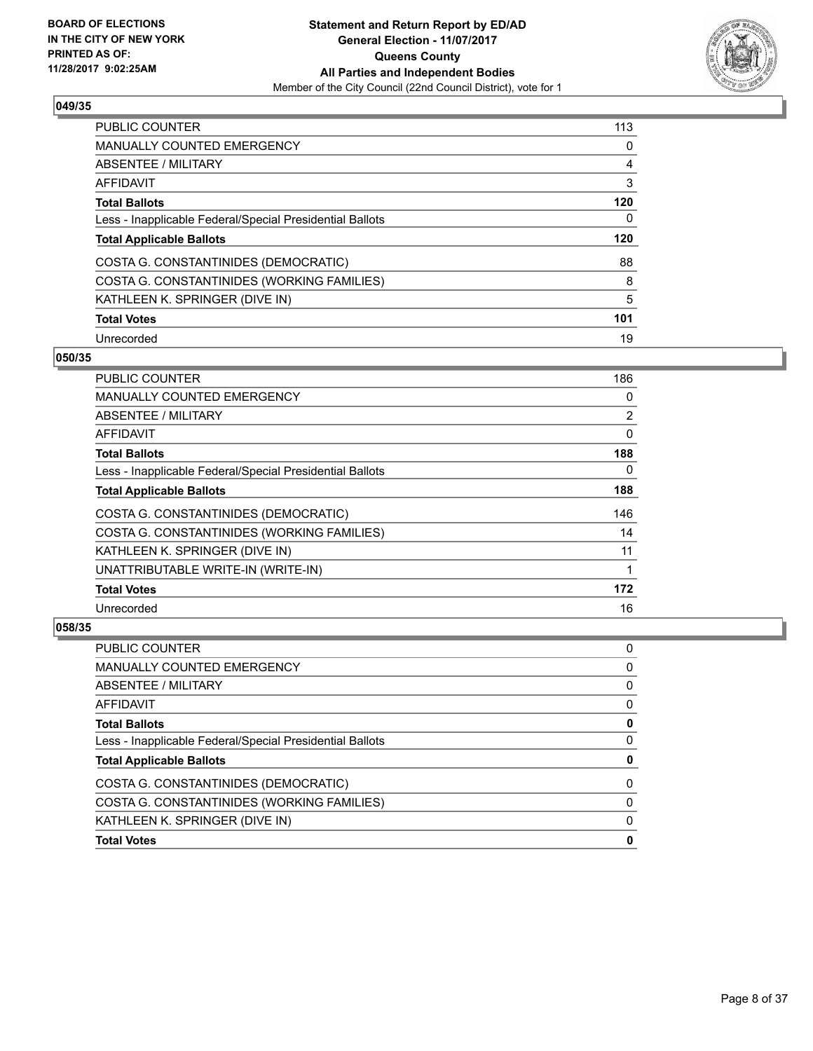### 049/35

| | |
|---|---|
| PUBLIC COUNTER | 113 |
| MANUALLY COUNTED EMERGENCY | 0 |
| ABSENTEE / MILITARY | 4 |
| AFFIDAVIT | 3 |
| **Total Ballots** | **120** |
| Less - Inapplicable Federal/Special Presidential Ballots | 0 |
| **Total Applicable Ballots** | **120** |
| COSTA G. CONSTANTINIDES (DEMOCRATIC) | 88 |
| COSTA G. CONSTANTINIDES (WORKING FAMILIES) | 8 |
| KATHLEEN K. SPRINGER (DIVE IN) | 5 |
| **Total Votes** | **101** |
| Unrecorded | 19 |

### 050/35

| | |
|---|---|
| PUBLIC COUNTER | 186 |
| MANUALLY COUNTED EMERGENCY | 0 |
| ABSENTEE / MILITARY | 2 |
| AFFIDAVIT | 0 |
| **Total Ballots** | **188** |
| Less - Inapplicable Federal/Special Presidential Ballots | 0 |
| **Total Applicable Ballots** | **188** |
| COSTA G. CONSTANTINIDES (DEMOCRATIC) | 146 |
| COSTA G. CONSTANTINIDES (WORKING FAMILIES) | 14 |
| KATHLEEN K. SPRINGER (DIVE IN) | 11 |
| UNATTRIBUTABLE WRITE-IN (WRITE-IN) | 1 |
| **Total Votes** | **172** |
| Unrecorded | 16 |

### 058/35

| | |
|---|---|
| PUBLIC COUNTER | 0 |
| MANUALLY COUNTED EMERGENCY | 0 |
| ABSENTEE / MILITARY | 0 |
| AFFIDAVIT | 0 |
| **Total Ballots** | **0** |
| Less - Inapplicable Federal/Special Presidential Ballots | 0 |
| **Total Applicable Ballots** | **0** |
| COSTA G. CONSTANTINIDES (DEMOCRATIC) | 0 |
| COSTA G. CONSTANTINIDES (WORKING FAMILIES) | 0 |
| KATHLEEN K. SPRINGER (DIVE IN) | 0 |
| **Total Votes** | **0** |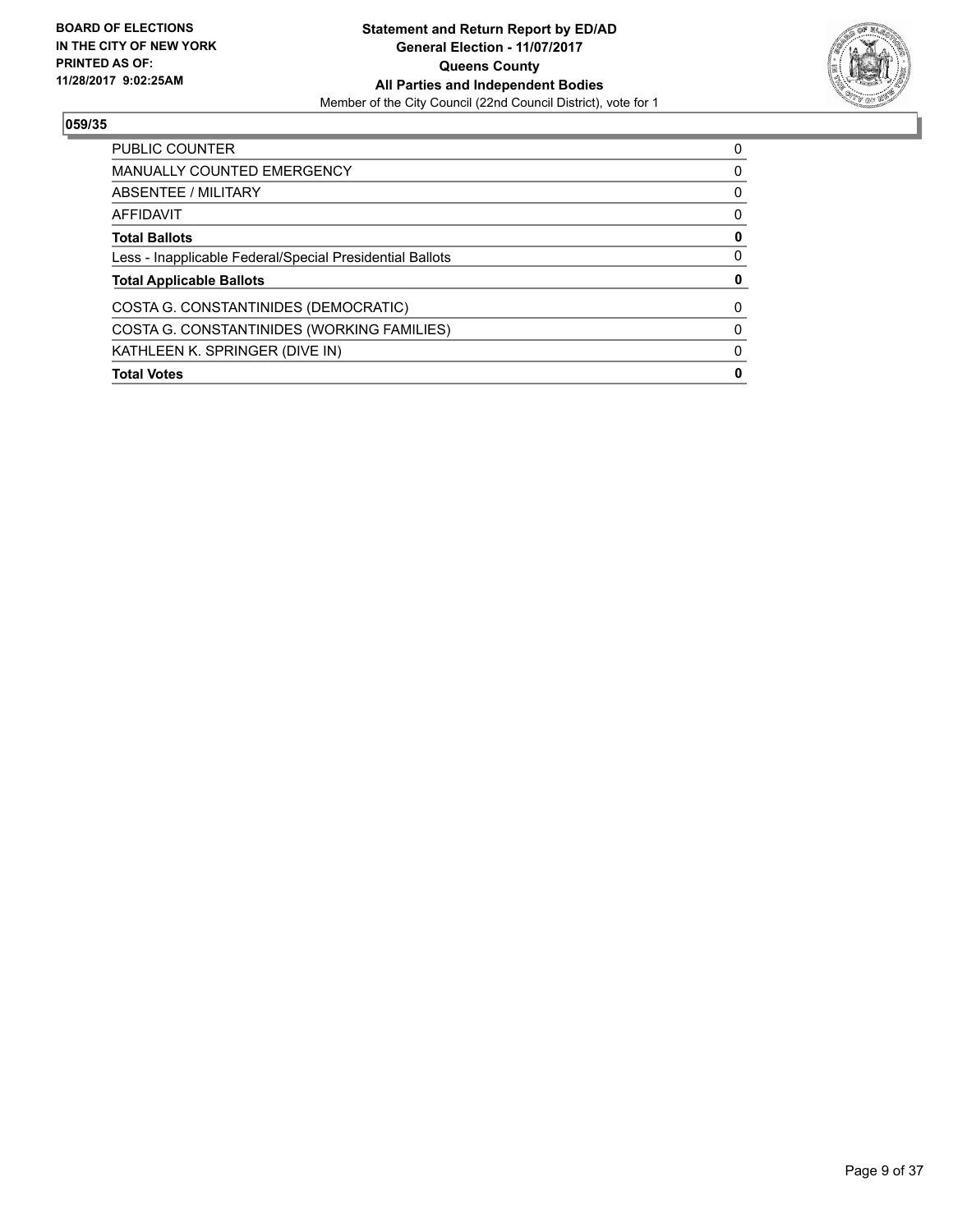BOARD OF ELECTIONS
IN THE CITY OF NEW YORK
PRINTED AS OF:
11/28/2017 9:02:25AM

**Statement and Return Report by ED/AD**
**General Election - 11/07/2017**
**Queens County**
**All Parties and Independent Bodies**
Member of the City Council (22nd Council District), vote for 1

## 059/35

| | |
|---|---|
| PUBLIC COUNTER | 0 |
| MANUALLY COUNTED EMERGENCY | 0 |
| ABSENTEE / MILITARY | 0 |
| AFFIDAVIT | 0 |
| **Total Ballots** | **0** |
| Less - Inapplicable Federal/Special Presidential Ballots | 0 |
| **Total Applicable Ballots** | **0** |
| COSTA G. CONSTANTINIDES (DEMOCRATIC) | 0 |
| COSTA G. CONSTANTINIDES (WORKING FAMILIES) | 0 |
| KATHLEEN K. SPRINGER (DIVE IN) | 0 |
| **Total Votes** | **0** |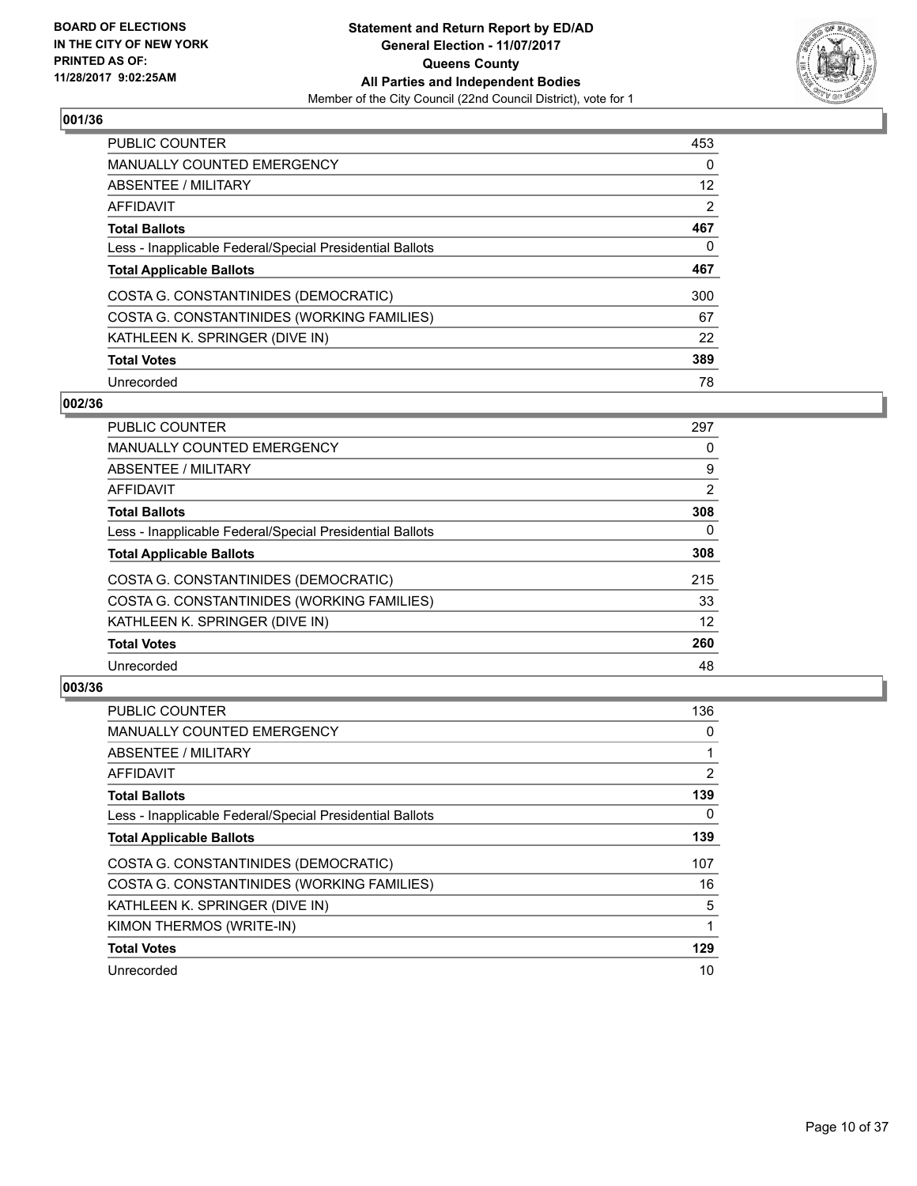**Statement and Return Report by ED/AD**
**General Election - 11/07/2017**
**Queens County**
**All Parties and Independent Bodies**
Member of the City Council (22nd Council District), vote for 1

BOARD OF ELECTIONS IN THE CITY OF NEW YORK PRINTED AS OF: 11/28/2017 9:02:25AM

### 001/36

| | |
|---|---|
| PUBLIC COUNTER | 453 |
| MANUALLY COUNTED EMERGENCY | 0 |
| ABSENTEE / MILITARY | 12 |
| AFFIDAVIT | 2 |
| **Total Ballots** | **467** |
| Less - Inapplicable Federal/Special Presidential Ballots | 0 |
| **Total Applicable Ballots** | **467** |
| COSTA G. CONSTANTINIDES (DEMOCRATIC) | 300 |
| COSTA G. CONSTANTINIDES (WORKING FAMILIES) | 67 |
| KATHLEEN K. SPRINGER (DIVE IN) | 22 |
| **Total Votes** | **389** |
| Unrecorded | 78 |

### 002/36

| | |
|---|---|
| PUBLIC COUNTER | 297 |
| MANUALLY COUNTED EMERGENCY | 0 |
| ABSENTEE / MILITARY | 9 |
| AFFIDAVIT | 2 |
| **Total Ballots** | **308** |
| Less - Inapplicable Federal/Special Presidential Ballots | 0 |
| **Total Applicable Ballots** | **308** |
| COSTA G. CONSTANTINIDES (DEMOCRATIC) | 215 |
| COSTA G. CONSTANTINIDES (WORKING FAMILIES) | 33 |
| KATHLEEN K. SPRINGER (DIVE IN) | 12 |
| **Total Votes** | **260** |
| Unrecorded | 48 |

### 003/36

| | |
|---|---|
| PUBLIC COUNTER | 136 |
| MANUALLY COUNTED EMERGENCY | 0 |
| ABSENTEE / MILITARY | 1 |
| AFFIDAVIT | 2 |
| **Total Ballots** | **139** |
| Less - Inapplicable Federal/Special Presidential Ballots | 0 |
| **Total Applicable Ballots** | **139** |
| COSTA G. CONSTANTINIDES (DEMOCRATIC) | 107 |
| COSTA G. CONSTANTINIDES (WORKING FAMILIES) | 16 |
| KATHLEEN K. SPRINGER (DIVE IN) | 5 |
| KIMON THERMOS (WRITE-IN) | 1 |
| **Total Votes** | **129** |
| Unrecorded | 10 |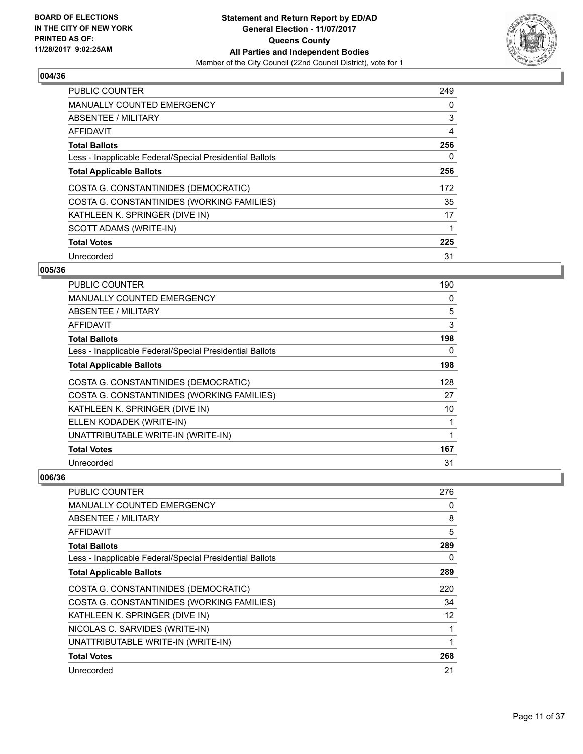**BOARD OF ELECTIONS IN THE CITY OF NEW YORK PRINTED AS OF: 11/28/2017 9:02:25AM**

**Statement and Return Report by ED/AD**
**General Election - 11/07/2017**
**Queens County**
**All Parties and Independent Bodies**
Member of the City Council (22nd Council District), vote for 1

### 004/36

| | |
|---|---|
| PUBLIC COUNTER | 249 |
| MANUALLY COUNTED EMERGENCY | 0 |
| ABSENTEE / MILITARY | 3 |
| AFFIDAVIT | 4 |
| **Total Ballots** | **256** |
| Less - Inapplicable Federal/Special Presidential Ballots | 0 |
| **Total Applicable Ballots** | **256** |
| COSTA G. CONSTANTINIDES (DEMOCRATIC) | 172 |
| COSTA G. CONSTANTINIDES (WORKING FAMILIES) | 35 |
| KATHLEEN K. SPRINGER (DIVE IN) | 17 |
| SCOTT ADAMS (WRITE-IN) | 1 |
| **Total Votes** | **225** |
| Unrecorded | 31 |

### 005/36

| | |
|---|---|
| PUBLIC COUNTER | 190 |
| MANUALLY COUNTED EMERGENCY | 0 |
| ABSENTEE / MILITARY | 5 |
| AFFIDAVIT | 3 |
| **Total Ballots** | **198** |
| Less - Inapplicable Federal/Special Presidential Ballots | 0 |
| **Total Applicable Ballots** | **198** |
| COSTA G. CONSTANTINIDES (DEMOCRATIC) | 128 |
| COSTA G. CONSTANTINIDES (WORKING FAMILIES) | 27 |
| KATHLEEN K. SPRINGER (DIVE IN) | 10 |
| ELLEN KODADEK (WRITE-IN) | 1 |
| UNATTRIBUTABLE WRITE-IN (WRITE-IN) | 1 |
| **Total Votes** | **167** |
| Unrecorded | 31 |

### 006/36

| | |
|---|---|
| PUBLIC COUNTER | 276 |
| MANUALLY COUNTED EMERGENCY | 0 |
| ABSENTEE / MILITARY | 8 |
| AFFIDAVIT | 5 |
| **Total Ballots** | **289** |
| Less - Inapplicable Federal/Special Presidential Ballots | 0 |
| **Total Applicable Ballots** | **289** |
| COSTA G. CONSTANTINIDES (DEMOCRATIC) | 220 |
| COSTA G. CONSTANTINIDES (WORKING FAMILIES) | 34 |
| KATHLEEN K. SPRINGER (DIVE IN) | 12 |
| NICOLAS C. SARVIDES (WRITE-IN) | 1 |
| UNATTRIBUTABLE WRITE-IN (WRITE-IN) | 1 |
| **Total Votes** | **268** |
| Unrecorded | 21 |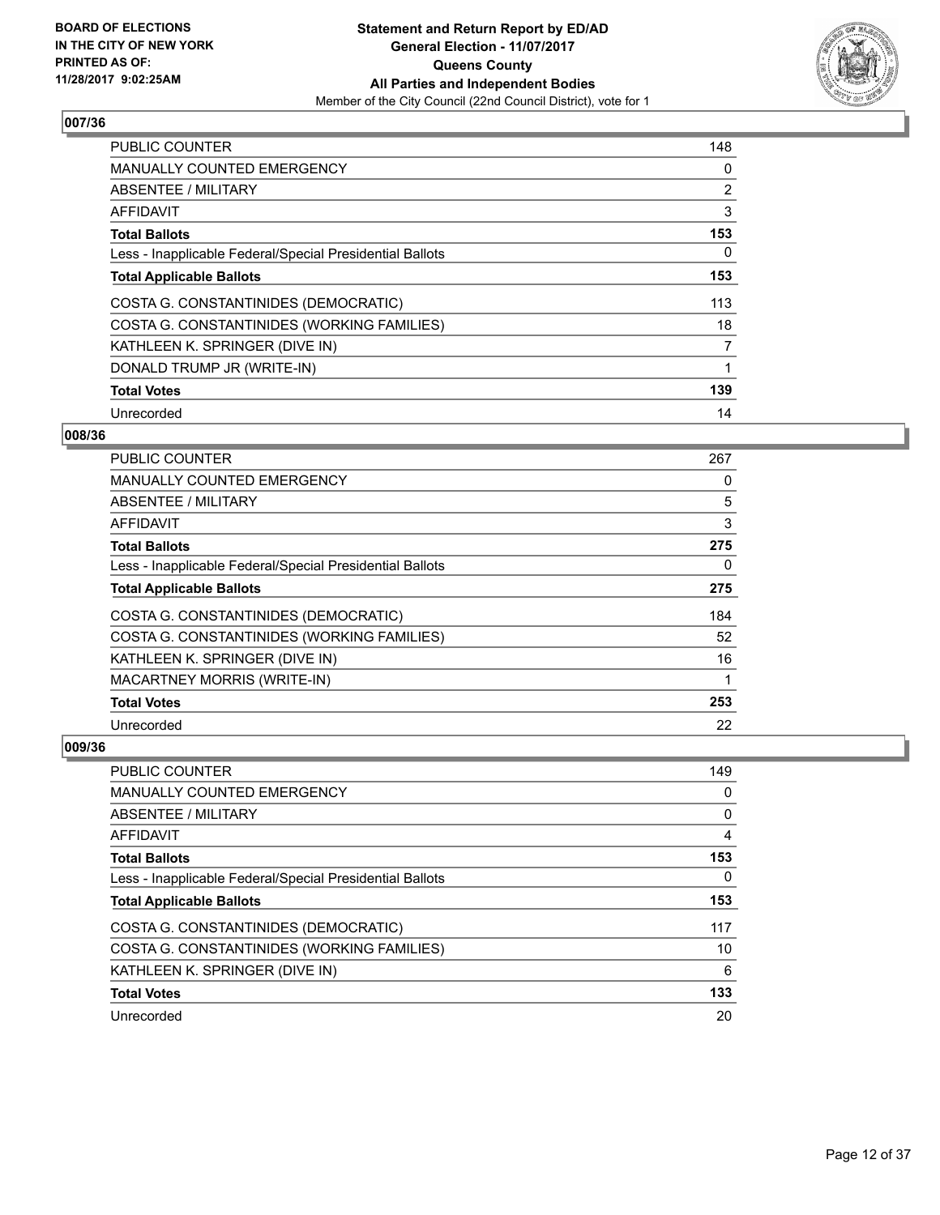**BOARD OF ELECTIONS IN THE CITY OF NEW YORK PRINTED AS OF: 11/28/2017 9:02:25AM**

**Statement and Return Report by ED/AD General Election - 11/07/2017 Queens County All Parties and Independent Bodies**

Member of the City Council (22nd Council District), vote for 1

### 007/36

| | |
|---|---|
| PUBLIC COUNTER | 148 |
| MANUALLY COUNTED EMERGENCY | 0 |
| ABSENTEE / MILITARY | 2 |
| AFFIDAVIT | 3 |
| **Total Ballots** | **153** |
| Less - Inapplicable Federal/Special Presidential Ballots | 0 |
| **Total Applicable Ballots** | **153** |
| COSTA G. CONSTANTINIDES (DEMOCRATIC) | 113 |
| COSTA G. CONSTANTINIDES (WORKING FAMILIES) | 18 |
| KATHLEEN K. SPRINGER (DIVE IN) | 7 |
| DONALD TRUMP JR (WRITE-IN) | 1 |
| **Total Votes** | **139** |
| Unrecorded | 14 |

### 008/36

| | |
|---|---|
| PUBLIC COUNTER | 267 |
| MANUALLY COUNTED EMERGENCY | 0 |
| ABSENTEE / MILITARY | 5 |
| AFFIDAVIT | 3 |
| **Total Ballots** | **275** |
| Less - Inapplicable Federal/Special Presidential Ballots | 0 |
| **Total Applicable Ballots** | **275** |
| COSTA G. CONSTANTINIDES (DEMOCRATIC) | 184 |
| COSTA G. CONSTANTINIDES (WORKING FAMILIES) | 52 |
| KATHLEEN K. SPRINGER (DIVE IN) | 16 |
| MACARTNEY MORRIS (WRITE-IN) | 1 |
| **Total Votes** | **253** |
| Unrecorded | 22 |

### 009/36

| | |
|---|---|
| PUBLIC COUNTER | 149 |
| MANUALLY COUNTED EMERGENCY | 0 |
| ABSENTEE / MILITARY | 0 |
| AFFIDAVIT | 4 |
| **Total Ballots** | **153** |
| Less - Inapplicable Federal/Special Presidential Ballots | 0 |
| **Total Applicable Ballots** | **153** |
| COSTA G. CONSTANTINIDES (DEMOCRATIC) | 117 |
| COSTA G. CONSTANTINIDES (WORKING FAMILIES) | 10 |
| KATHLEEN K. SPRINGER (DIVE IN) | 6 |
| **Total Votes** | **133** |
| Unrecorded | 20 |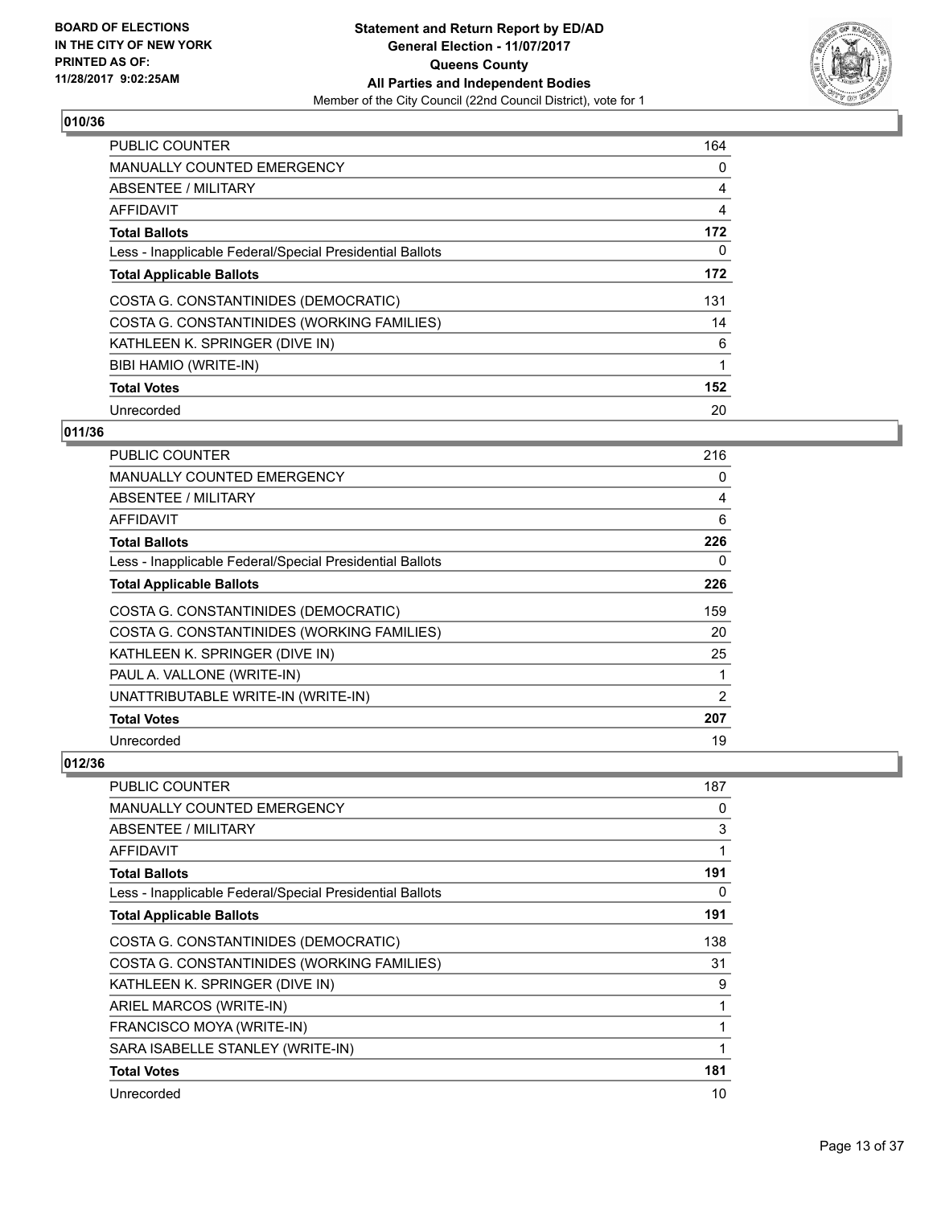**BOARD OF ELECTIONS IN THE CITY OF NEW YORK PRINTED AS OF: 11/28/2017 9:02:25AM**

**Statement and Return Report by ED/AD General Election - 11/07/2017 Queens County All Parties and Independent Bodies**

Member of the City Council (22nd Council District), vote for 1

## 010/36

| | |
|---|---|
| PUBLIC COUNTER | 164 |
| MANUALLY COUNTED EMERGENCY | 0 |
| ABSENTEE / MILITARY | 4 |
| AFFIDAVIT | 4 |
| **Total Ballots** | **172** |
| Less - Inapplicable Federal/Special Presidential Ballots | 0 |
| **Total Applicable Ballots** | **172** |
| COSTA G. CONSTANTINIDES (DEMOCRATIC) | 131 |
| COSTA G. CONSTANTINIDES (WORKING FAMILIES) | 14 |
| KATHLEEN K. SPRINGER (DIVE IN) | 6 |
| BIBI HAMIO (WRITE-IN) | 1 |
| **Total Votes** | **152** |
| Unrecorded | 20 |

## 011/36

| | |
|---|---|
| PUBLIC COUNTER | 216 |
| MANUALLY COUNTED EMERGENCY | 0 |
| ABSENTEE / MILITARY | 4 |
| AFFIDAVIT | 6 |
| **Total Ballots** | **226** |
| Less - Inapplicable Federal/Special Presidential Ballots | 0 |
| **Total Applicable Ballots** | **226** |
| COSTA G. CONSTANTINIDES (DEMOCRATIC) | 159 |
| COSTA G. CONSTANTINIDES (WORKING FAMILIES) | 20 |
| KATHLEEN K. SPRINGER (DIVE IN) | 25 |
| PAUL A. VALLONE (WRITE-IN) | 1 |
| UNATTRIBUTABLE WRITE-IN (WRITE-IN) | 2 |
| **Total Votes** | **207** |
| Unrecorded | 19 |

## 012/36

| | |
|---|---|
| PUBLIC COUNTER | 187 |
| MANUALLY COUNTED EMERGENCY | 0 |
| ABSENTEE / MILITARY | 3 |
| AFFIDAVIT | 1 |
| **Total Ballots** | **191** |
| Less - Inapplicable Federal/Special Presidential Ballots | 0 |
| **Total Applicable Ballots** | **191** |
| COSTA G. CONSTANTINIDES (DEMOCRATIC) | 138 |
| COSTA G. CONSTANTINIDES (WORKING FAMILIES) | 31 |
| KATHLEEN K. SPRINGER (DIVE IN) | 9 |
| ARIEL MARCOS (WRITE-IN) | 1 |
| FRANCISCO MOYA (WRITE-IN) | 1 |
| SARA ISABELLE STANLEY (WRITE-IN) | 1 |
| **Total Votes** | **181** |
| Unrecorded | 10 |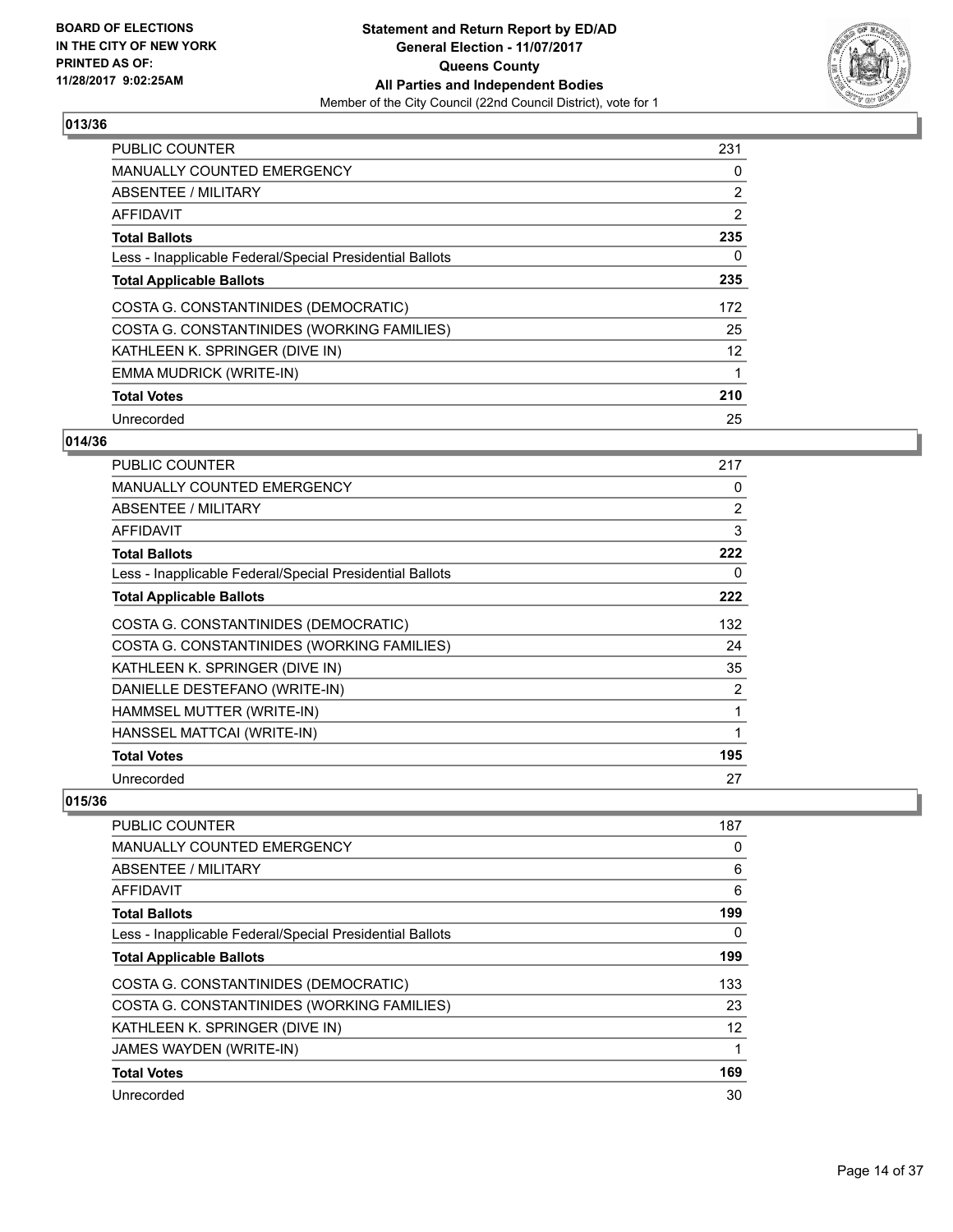## 013/36

| | |
|---|---|
| PUBLIC COUNTER | 231 |
| MANUALLY COUNTED EMERGENCY | 0 |
| ABSENTEE / MILITARY | 2 |
| AFFIDAVIT | 2 |
| **Total Ballots** | **235** |
| Less - Inapplicable Federal/Special Presidential Ballots | 0 |
| **Total Applicable Ballots** | **235** |
| COSTA G. CONSTANTINIDES (DEMOCRATIC) | 172 |
| COSTA G. CONSTANTINIDES (WORKING FAMILIES) | 25 |
| KATHLEEN K. SPRINGER (DIVE IN) | 12 |
| EMMA MUDRICK (WRITE-IN) | 1 |
| **Total Votes** | **210** |
| Unrecorded | 25 |

## 014/36

| | |
|---|---|
| PUBLIC COUNTER | 217 |
| MANUALLY COUNTED EMERGENCY | 0 |
| ABSENTEE / MILITARY | 2 |
| AFFIDAVIT | 3 |
| **Total Ballots** | **222** |
| Less - Inapplicable Federal/Special Presidential Ballots | 0 |
| **Total Applicable Ballots** | **222** |
| COSTA G. CONSTANTINIDES (DEMOCRATIC) | 132 |
| COSTA G. CONSTANTINIDES (WORKING FAMILIES) | 24 |
| KATHLEEN K. SPRINGER (DIVE IN) | 35 |
| DANIELLE DESTEFANO (WRITE-IN) | 2 |
| HAMMSEL MUTTER (WRITE-IN) | 1 |
| HANSSEL MATTCAI (WRITE-IN) | 1 |
| **Total Votes** | **195** |
| Unrecorded | 27 |

## 015/36

| | |
|---|---|
| PUBLIC COUNTER | 187 |
| MANUALLY COUNTED EMERGENCY | 0 |
| ABSENTEE / MILITARY | 6 |
| AFFIDAVIT | 6 |
| **Total Ballots** | **199** |
| Less - Inapplicable Federal/Special Presidential Ballots | 0 |
| **Total Applicable Ballots** | **199** |
| COSTA G. CONSTANTINIDES (DEMOCRATIC) | 133 |
| COSTA G. CONSTANTINIDES (WORKING FAMILIES) | 23 |
| KATHLEEN K. SPRINGER (DIVE IN) | 12 |
| JAMES WAYDEN (WRITE-IN) | 1 |
| **Total Votes** | **169** |
| Unrecorded | 30 |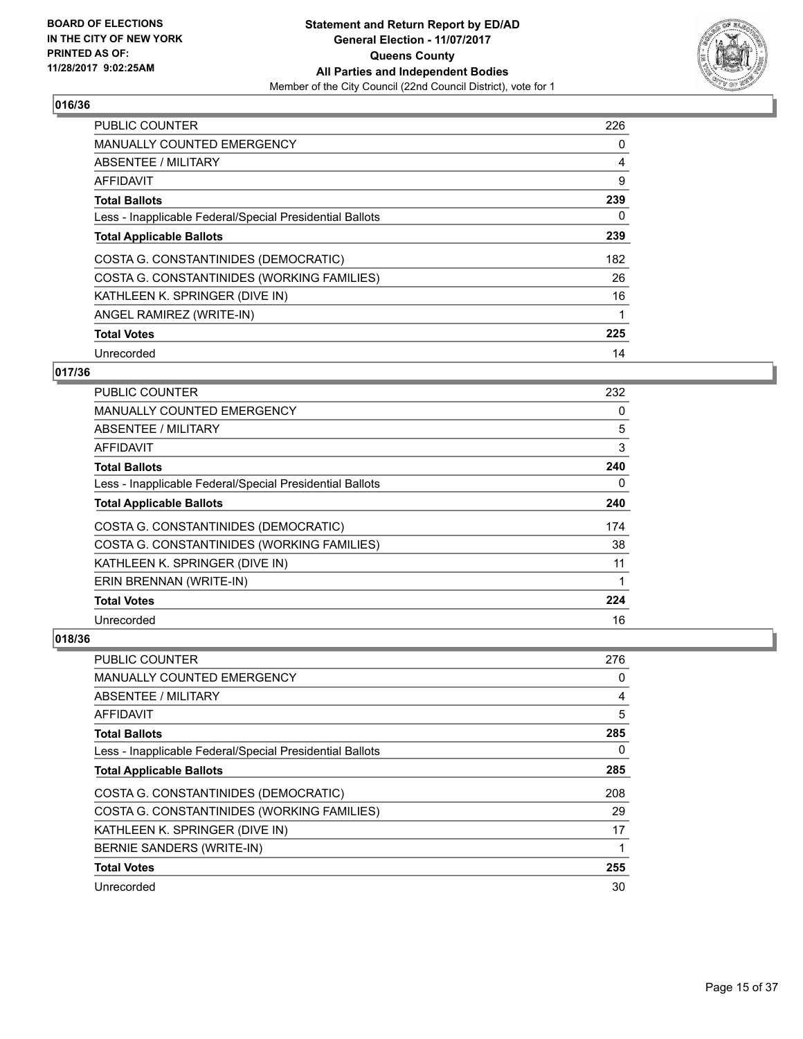**BOARD OF ELECTIONS IN THE CITY OF NEW YORK PRINTED AS OF: 11/28/2017 9:02:25AM**

**Statement and Return Report by ED/AD General Election - 11/07/2017 Queens County All Parties and Independent Bodies**
Member of the City Council (22nd Council District), vote for 1

## 016/36

| | |
|---|---|
| PUBLIC COUNTER | 226 |
| MANUALLY COUNTED EMERGENCY | 0 |
| ABSENTEE / MILITARY | 4 |
| AFFIDAVIT | 9 |
| **Total Ballots** | **239** |
| Less - Inapplicable Federal/Special Presidential Ballots | 0 |
| **Total Applicable Ballots** | **239** |
| COSTA G. CONSTANTINIDES (DEMOCRATIC) | 182 |
| COSTA G. CONSTANTINIDES (WORKING FAMILIES) | 26 |
| KATHLEEN K. SPRINGER (DIVE IN) | 16 |
| ANGEL RAMIREZ (WRITE-IN) | 1 |
| **Total Votes** | **225** |
| Unrecorded | 14 |

## 017/36

| | |
|---|---|
| PUBLIC COUNTER | 232 |
| MANUALLY COUNTED EMERGENCY | 0 |
| ABSENTEE / MILITARY | 5 |
| AFFIDAVIT | 3 |
| **Total Ballots** | **240** |
| Less - Inapplicable Federal/Special Presidential Ballots | 0 |
| **Total Applicable Ballots** | **240** |
| COSTA G. CONSTANTINIDES (DEMOCRATIC) | 174 |
| COSTA G. CONSTANTINIDES (WORKING FAMILIES) | 38 |
| KATHLEEN K. SPRINGER (DIVE IN) | 11 |
| ERIN BRENNAN (WRITE-IN) | 1 |
| **Total Votes** | **224** |
| Unrecorded | 16 |

## 018/36

| | |
|---|---|
| PUBLIC COUNTER | 276 |
| MANUALLY COUNTED EMERGENCY | 0 |
| ABSENTEE / MILITARY | 4 |
| AFFIDAVIT | 5 |
| **Total Ballots** | **285** |
| Less - Inapplicable Federal/Special Presidential Ballots | 0 |
| **Total Applicable Ballots** | **285** |
| COSTA G. CONSTANTINIDES (DEMOCRATIC) | 208 |
| COSTA G. CONSTANTINIDES (WORKING FAMILIES) | 29 |
| KATHLEEN K. SPRINGER (DIVE IN) | 17 |
| BERNIE SANDERS (WRITE-IN) | 1 |
| **Total Votes** | **255** |
| Unrecorded | 30 |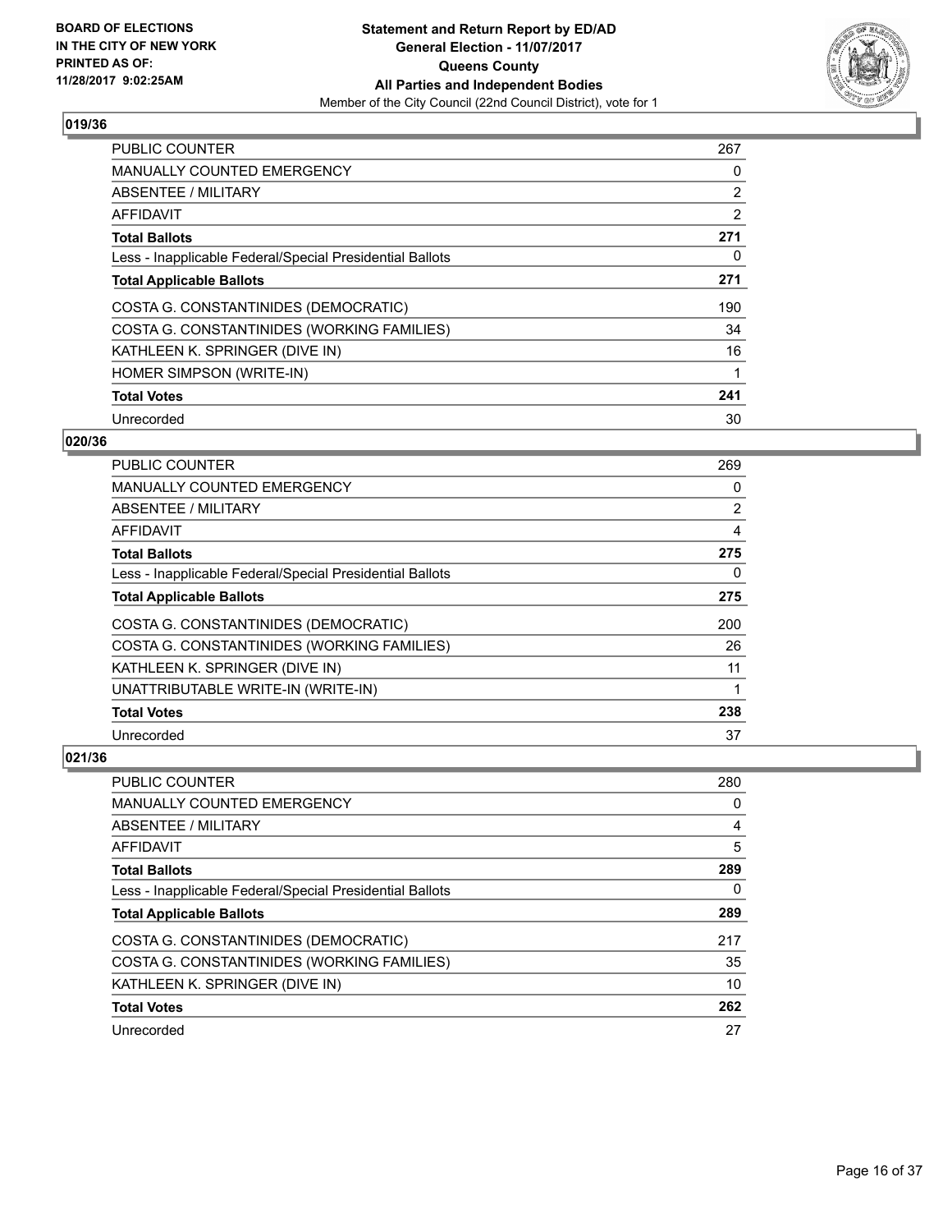**BOARD OF ELECTIONS IN THE CITY OF NEW YORK PRINTED AS OF: 11/28/2017 9:02:25AM**

**Statement and Return Report by ED/AD General Election - 11/07/2017 Queens County All Parties and Independent Bodies**

Member of the City Council (22nd Council District), vote for 1

## 019/36

| | |
|---|---|
| PUBLIC COUNTER | 267 |
| MANUALLY COUNTED EMERGENCY | 0 |
| ABSENTEE / MILITARY | 2 |
| AFFIDAVIT | 2 |
| **Total Ballots** | **271** |
| Less - Inapplicable Federal/Special Presidential Ballots | 0 |
| **Total Applicable Ballots** | **271** |
| COSTA G. CONSTANTINIDES (DEMOCRATIC) | 190 |
| COSTA G. CONSTANTINIDES (WORKING FAMILIES) | 34 |
| KATHLEEN K. SPRINGER (DIVE IN) | 16 |
| HOMER SIMPSON (WRITE-IN) | 1 |
| **Total Votes** | **241** |
| Unrecorded | 30 |

## 020/36

| | |
|---|---|
| PUBLIC COUNTER | 269 |
| MANUALLY COUNTED EMERGENCY | 0 |
| ABSENTEE / MILITARY | 2 |
| AFFIDAVIT | 4 |
| **Total Ballots** | **275** |
| Less - Inapplicable Federal/Special Presidential Ballots | 0 |
| **Total Applicable Ballots** | **275** |
| COSTA G. CONSTANTINIDES (DEMOCRATIC) | 200 |
| COSTA G. CONSTANTINIDES (WORKING FAMILIES) | 26 |
| KATHLEEN K. SPRINGER (DIVE IN) | 11 |
| UNATTRIBUTABLE WRITE-IN (WRITE-IN) | 1 |
| **Total Votes** | **238** |
| Unrecorded | 37 |

## 021/36

| | |
|---|---|
| PUBLIC COUNTER | 280 |
| MANUALLY COUNTED EMERGENCY | 0 |
| ABSENTEE / MILITARY | 4 |
| AFFIDAVIT | 5 |
| **Total Ballots** | **289** |
| Less - Inapplicable Federal/Special Presidential Ballots | 0 |
| **Total Applicable Ballots** | **289** |
| COSTA G. CONSTANTINIDES (DEMOCRATIC) | 217 |
| COSTA G. CONSTANTINIDES (WORKING FAMILIES) | 35 |
| KATHLEEN K. SPRINGER (DIVE IN) | 10 |
| **Total Votes** | **262** |
| Unrecorded | 27 |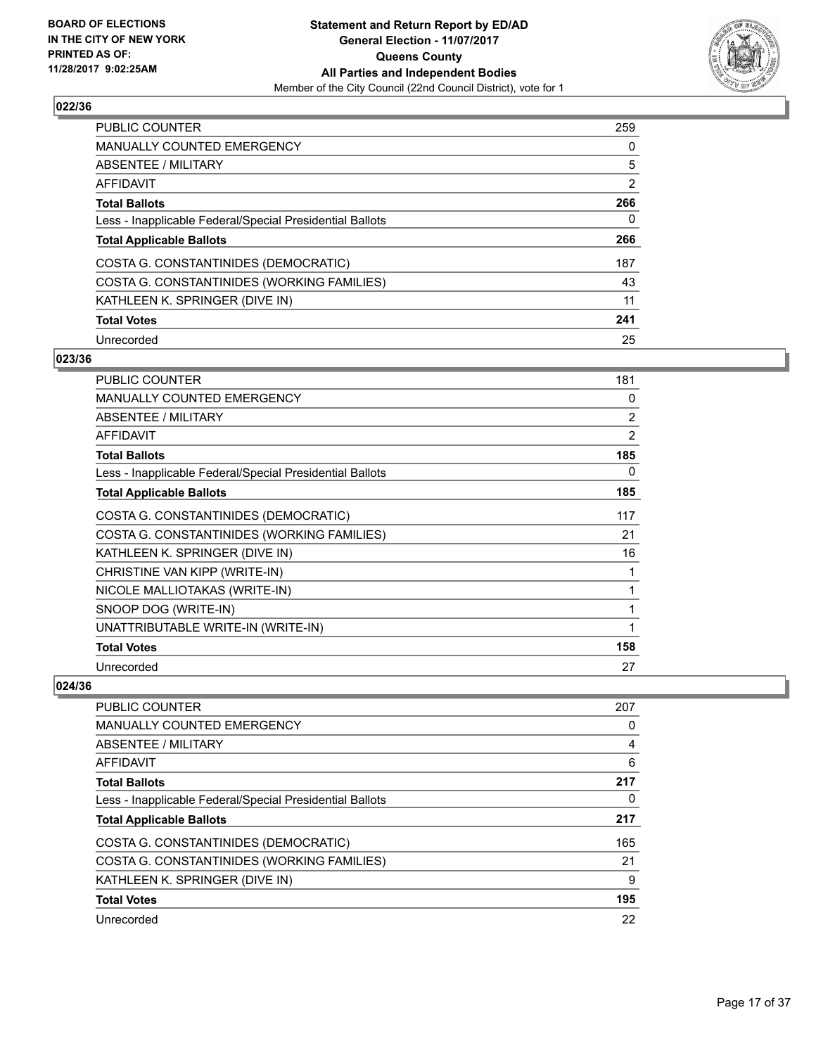BOARD OF ELECTIONS
IN THE CITY OF NEW YORK
PRINTED AS OF:
11/28/2017 9:02:25AM

**Statement and Return Report by ED/AD**
**General Election - 11/07/2017**
**Queens County**
**All Parties and Independent Bodies**
Member of the City Council (22nd Council District), vote for 1

## 022/36

| | |
|---|---|
| PUBLIC COUNTER | 259 |
| MANUALLY COUNTED EMERGENCY | 0 |
| ABSENTEE / MILITARY | 5 |
| AFFIDAVIT | 2 |
| **Total Ballots** | **266** |
| Less - Inapplicable Federal/Special Presidential Ballots | 0 |
| **Total Applicable Ballots** | **266** |
| COSTA G. CONSTANTINIDES (DEMOCRATIC) | 187 |
| COSTA G. CONSTANTINIDES (WORKING FAMILIES) | 43 |
| KATHLEEN K. SPRINGER (DIVE IN) | 11 |
| **Total Votes** | **241** |
| Unrecorded | 25 |

## 023/36

| | |
|---|---|
| PUBLIC COUNTER | 181 |
| MANUALLY COUNTED EMERGENCY | 0 |
| ABSENTEE / MILITARY | 2 |
| AFFIDAVIT | 2 |
| **Total Ballots** | **185** |
| Less - Inapplicable Federal/Special Presidential Ballots | 0 |
| **Total Applicable Ballots** | **185** |
| COSTA G. CONSTANTINIDES (DEMOCRATIC) | 117 |
| COSTA G. CONSTANTINIDES (WORKING FAMILIES) | 21 |
| KATHLEEN K. SPRINGER (DIVE IN) | 16 |
| CHRISTINE VAN KIPP (WRITE-IN) | 1 |
| NICOLE MALLIOTAKAS (WRITE-IN) | 1 |
| SNOOP DOG (WRITE-IN) | 1 |
| UNATTRIBUTABLE WRITE-IN (WRITE-IN) | 1 |
| **Total Votes** | **158** |
| Unrecorded | 27 |

## 024/36

| | |
|---|---|
| PUBLIC COUNTER | 207 |
| MANUALLY COUNTED EMERGENCY | 0 |
| ABSENTEE / MILITARY | 4 |
| AFFIDAVIT | 6 |
| **Total Ballots** | **217** |
| Less - Inapplicable Federal/Special Presidential Ballots | 0 |
| **Total Applicable Ballots** | **217** |
| COSTA G. CONSTANTINIDES (DEMOCRATIC) | 165 |
| COSTA G. CONSTANTINIDES (WORKING FAMILIES) | 21 |
| KATHLEEN K. SPRINGER (DIVE IN) | 9 |
| **Total Votes** | **195** |
| Unrecorded | 22 |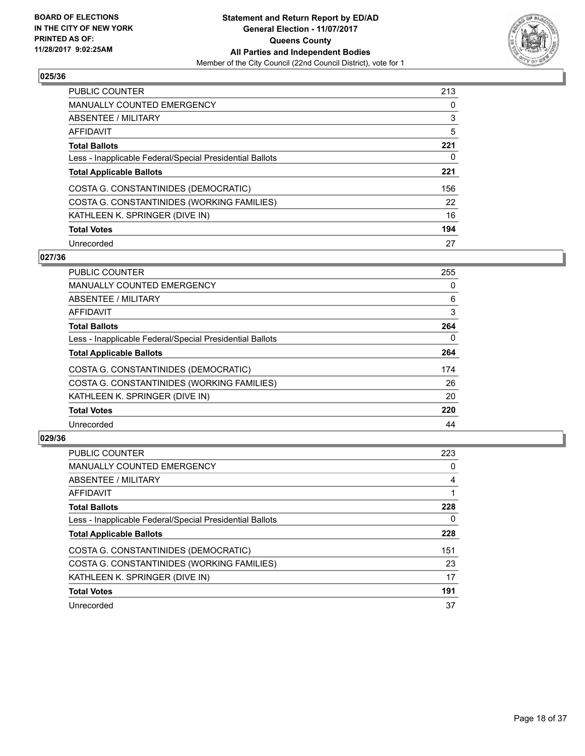**BOARD OF ELECTIONS IN THE CITY OF NEW YORK PRINTED AS OF: 11/28/2017 9:02:25AM**

**Statement and Return Report by ED/AD General Election - 11/07/2017 Queens County All Parties and Independent Bodies**

Member of the City Council (22nd Council District), vote for 1

### 025/36

| | |
|---|---|
| PUBLIC COUNTER | 213 |
| MANUALLY COUNTED EMERGENCY | 0 |
| ABSENTEE / MILITARY | 3 |
| AFFIDAVIT | 5 |
| **Total Ballots** | **221** |
| Less - Inapplicable Federal/Special Presidential Ballots | 0 |
| **Total Applicable Ballots** | **221** |
| COSTA G. CONSTANTINIDES (DEMOCRATIC) | 156 |
| COSTA G. CONSTANTINIDES (WORKING FAMILIES) | 22 |
| KATHLEEN K. SPRINGER (DIVE IN) | 16 |
| **Total Votes** | **194** |
| Unrecorded | 27 |

### 027/36

| | |
|---|---|
| PUBLIC COUNTER | 255 |
| MANUALLY COUNTED EMERGENCY | 0 |
| ABSENTEE / MILITARY | 6 |
| AFFIDAVIT | 3 |
| **Total Ballots** | **264** |
| Less - Inapplicable Federal/Special Presidential Ballots | 0 |
| **Total Applicable Ballots** | **264** |
| COSTA G. CONSTANTINIDES (DEMOCRATIC) | 174 |
| COSTA G. CONSTANTINIDES (WORKING FAMILIES) | 26 |
| KATHLEEN K. SPRINGER (DIVE IN) | 20 |
| **Total Votes** | **220** |
| Unrecorded | 44 |

### 029/36

| | |
|---|---|
| PUBLIC COUNTER | 223 |
| MANUALLY COUNTED EMERGENCY | 0 |
| ABSENTEE / MILITARY | 4 |
| AFFIDAVIT | 1 |
| **Total Ballots** | **228** |
| Less - Inapplicable Federal/Special Presidential Ballots | 0 |
| **Total Applicable Ballots** | **228** |
| COSTA G. CONSTANTINIDES (DEMOCRATIC) | 151 |
| COSTA G. CONSTANTINIDES (WORKING FAMILIES) | 23 |
| KATHLEEN K. SPRINGER (DIVE IN) | 17 |
| **Total Votes** | **191** |
| Unrecorded | 37 |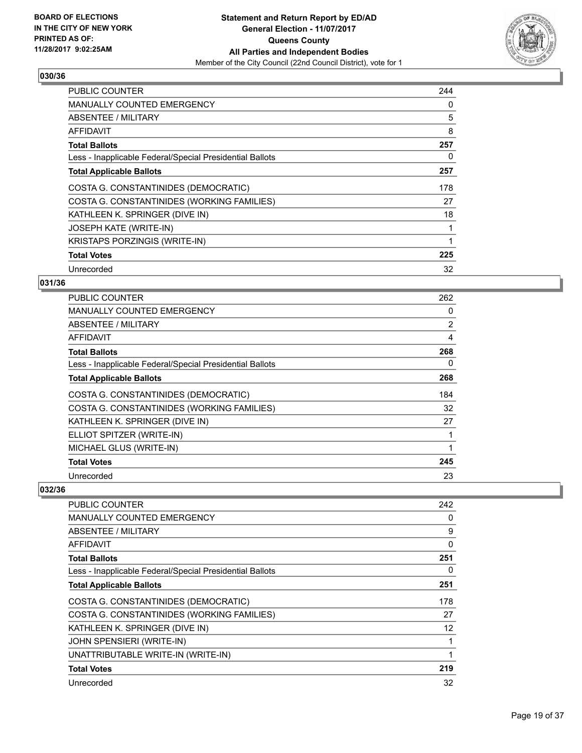## 030/36

| | |
|---|---|
| PUBLIC COUNTER | 244 |
| MANUALLY COUNTED EMERGENCY | 0 |
| ABSENTEE / MILITARY | 5 |
| AFFIDAVIT | 8 |
| **Total Ballots** | **257** |
| Less - Inapplicable Federal/Special Presidential Ballots | 0 |
| **Total Applicable Ballots** | **257** |
| COSTA G. CONSTANTINIDES (DEMOCRATIC) | 178 |
| COSTA G. CONSTANTINIDES (WORKING FAMILIES) | 27 |
| KATHLEEN K. SPRINGER (DIVE IN) | 18 |
| JOSEPH KATE (WRITE-IN) | 1 |
| KRISTAPS PORZINGIS (WRITE-IN) | 1 |
| **Total Votes** | **225** |
| Unrecorded | 32 |

## 031/36

| | |
|---|---|
| PUBLIC COUNTER | 262 |
| MANUALLY COUNTED EMERGENCY | 0 |
| ABSENTEE / MILITARY | 2 |
| AFFIDAVIT | 4 |
| **Total Ballots** | **268** |
| Less - Inapplicable Federal/Special Presidential Ballots | 0 |
| **Total Applicable Ballots** | **268** |
| COSTA G. CONSTANTINIDES (DEMOCRATIC) | 184 |
| COSTA G. CONSTANTINIDES (WORKING FAMILIES) | 32 |
| KATHLEEN K. SPRINGER (DIVE IN) | 27 |
| ELLIOT SPITZER (WRITE-IN) | 1 |
| MICHAEL GLUS (WRITE-IN) | 1 |
| **Total Votes** | **245** |
| Unrecorded | 23 |

## 032/36

| | |
|---|---|
| PUBLIC COUNTER | 242 |
| MANUALLY COUNTED EMERGENCY | 0 |
| ABSENTEE / MILITARY | 9 |
| AFFIDAVIT | 0 |
| **Total Ballots** | **251** |
| Less - Inapplicable Federal/Special Presidential Ballots | 0 |
| **Total Applicable Ballots** | **251** |
| COSTA G. CONSTANTINIDES (DEMOCRATIC) | 178 |
| COSTA G. CONSTANTINIDES (WORKING FAMILIES) | 27 |
| KATHLEEN K. SPRINGER (DIVE IN) | 12 |
| JOHN SPENSIERI (WRITE-IN) | 1 |
| UNATTRIBUTABLE WRITE-IN (WRITE-IN) | 1 |
| **Total Votes** | **219** |
| Unrecorded | 32 |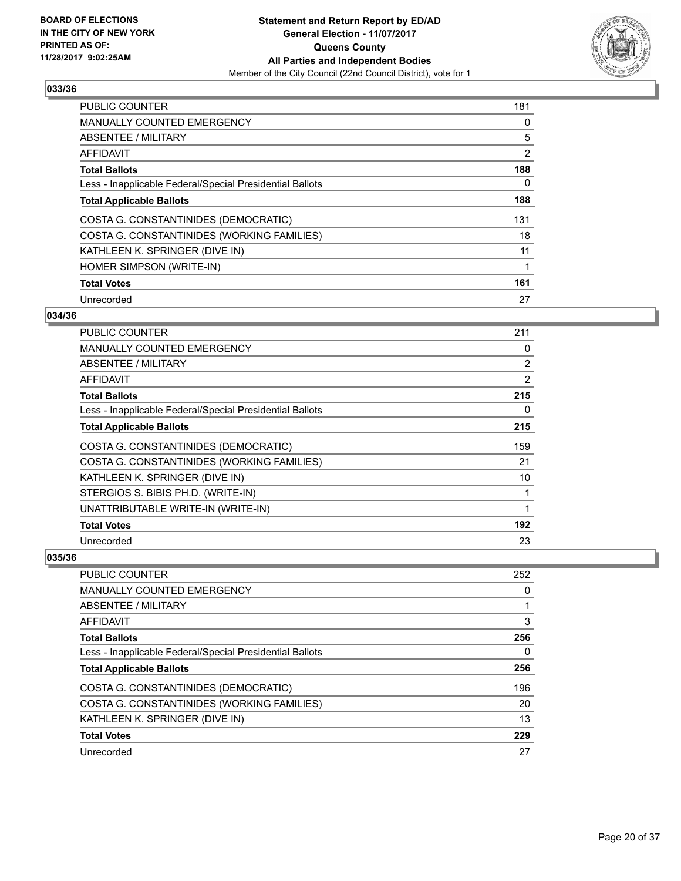**BOARD OF ELECTIONS IN THE CITY OF NEW YORK PRINTED AS OF: 11/28/2017 9:02:25AM**

**Statement and Return Report by ED/AD**
**General Election - 11/07/2017**
**Queens County**
**All Parties and Independent Bodies**
Member of the City Council (22nd Council District), vote for 1

## 033/36

| | |
|---|---|
| PUBLIC COUNTER | 181 |
| MANUALLY COUNTED EMERGENCY | 0 |
| ABSENTEE / MILITARY | 5 |
| AFFIDAVIT | 2 |
| **Total Ballots** | **188** |
| Less - Inapplicable Federal/Special Presidential Ballots | 0 |
| **Total Applicable Ballots** | **188** |
| COSTA G. CONSTANTINIDES (DEMOCRATIC) | 131 |
| COSTA G. CONSTANTINIDES (WORKING FAMILIES) | 18 |
| KATHLEEN K. SPRINGER (DIVE IN) | 11 |
| HOMER SIMPSON (WRITE-IN) | 1 |
| **Total Votes** | **161** |
| Unrecorded | 27 |

## 034/36

| | |
|---|---|
| PUBLIC COUNTER | 211 |
| MANUALLY COUNTED EMERGENCY | 0 |
| ABSENTEE / MILITARY | 2 |
| AFFIDAVIT | 2 |
| **Total Ballots** | **215** |
| Less - Inapplicable Federal/Special Presidential Ballots | 0 |
| **Total Applicable Ballots** | **215** |
| COSTA G. CONSTANTINIDES (DEMOCRATIC) | 159 |
| COSTA G. CONSTANTINIDES (WORKING FAMILIES) | 21 |
| KATHLEEN K. SPRINGER (DIVE IN) | 10 |
| STERGIOS S. BIBIS PH.D. (WRITE-IN) | 1 |
| UNATTRIBUTABLE WRITE-IN (WRITE-IN) | 1 |
| **Total Votes** | **192** |
| Unrecorded | 23 |

## 035/36

| | |
|---|---|
| PUBLIC COUNTER | 252 |
| MANUALLY COUNTED EMERGENCY | 0 |
| ABSENTEE / MILITARY | 1 |
| AFFIDAVIT | 3 |
| **Total Ballots** | **256** |
| Less - Inapplicable Federal/Special Presidential Ballots | 0 |
| **Total Applicable Ballots** | **256** |
| COSTA G. CONSTANTINIDES (DEMOCRATIC) | 196 |
| COSTA G. CONSTANTINIDES (WORKING FAMILIES) | 20 |
| KATHLEEN K. SPRINGER (DIVE IN) | 13 |
| **Total Votes** | **229** |
| Unrecorded | 27 |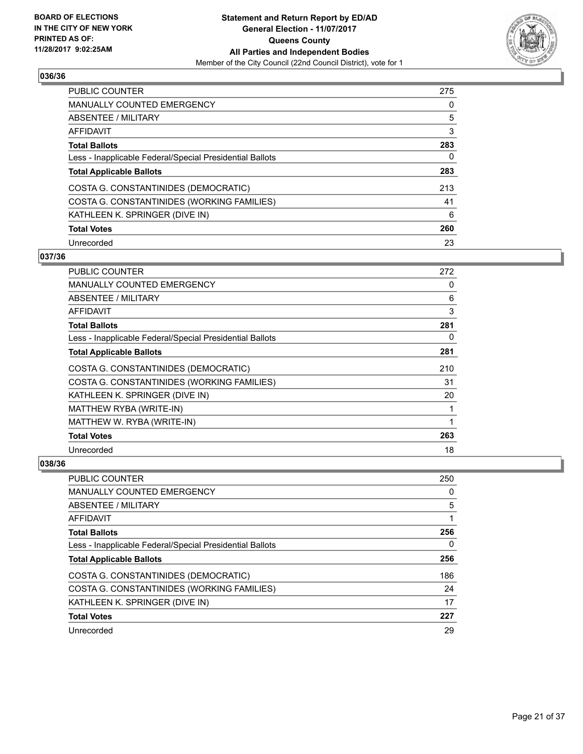**BOARD OF ELECTIONS IN THE CITY OF NEW YORK PRINTED AS OF: 11/28/2017 9:02:25AM**

**Statement and Return Report by ED/AD**
**General Election - 11/07/2017**
**Queens County**
**All Parties and Independent Bodies**
Member of the City Council (22nd Council District), vote for 1

### 036/36

| | |
|---|---|
| PUBLIC COUNTER | 275 |
| MANUALLY COUNTED EMERGENCY | 0 |
| ABSENTEE / MILITARY | 5 |
| AFFIDAVIT | 3 |
| **Total Ballots** | **283** |
| Less - Inapplicable Federal/Special Presidential Ballots | 0 |
| **Total Applicable Ballots** | **283** |
| COSTA G. CONSTANTINIDES (DEMOCRATIC) | 213 |
| COSTA G. CONSTANTINIDES (WORKING FAMILIES) | 41 |
| KATHLEEN K. SPRINGER (DIVE IN) | 6 |
| **Total Votes** | **260** |
| Unrecorded | 23 |

### 037/36

| | |
|---|---|
| PUBLIC COUNTER | 272 |
| MANUALLY COUNTED EMERGENCY | 0 |
| ABSENTEE / MILITARY | 6 |
| AFFIDAVIT | 3 |
| **Total Ballots** | **281** |
| Less - Inapplicable Federal/Special Presidential Ballots | 0 |
| **Total Applicable Ballots** | **281** |
| COSTA G. CONSTANTINIDES (DEMOCRATIC) | 210 |
| COSTA G. CONSTANTINIDES (WORKING FAMILIES) | 31 |
| KATHLEEN K. SPRINGER (DIVE IN) | 20 |
| MATTHEW RYBA (WRITE-IN) | 1 |
| MATTHEW W. RYBA (WRITE-IN) | 1 |
| **Total Votes** | **263** |
| Unrecorded | 18 |

### 038/36

| | |
|---|---|
| PUBLIC COUNTER | 250 |
| MANUALLY COUNTED EMERGENCY | 0 |
| ABSENTEE / MILITARY | 5 |
| AFFIDAVIT | 1 |
| **Total Ballots** | **256** |
| Less - Inapplicable Federal/Special Presidential Ballots | 0 |
| **Total Applicable Ballots** | **256** |
| COSTA G. CONSTANTINIDES (DEMOCRATIC) | 186 |
| COSTA G. CONSTANTINIDES (WORKING FAMILIES) | 24 |
| KATHLEEN K. SPRINGER (DIVE IN) | 17 |
| **Total Votes** | **227** |
| Unrecorded | 29 |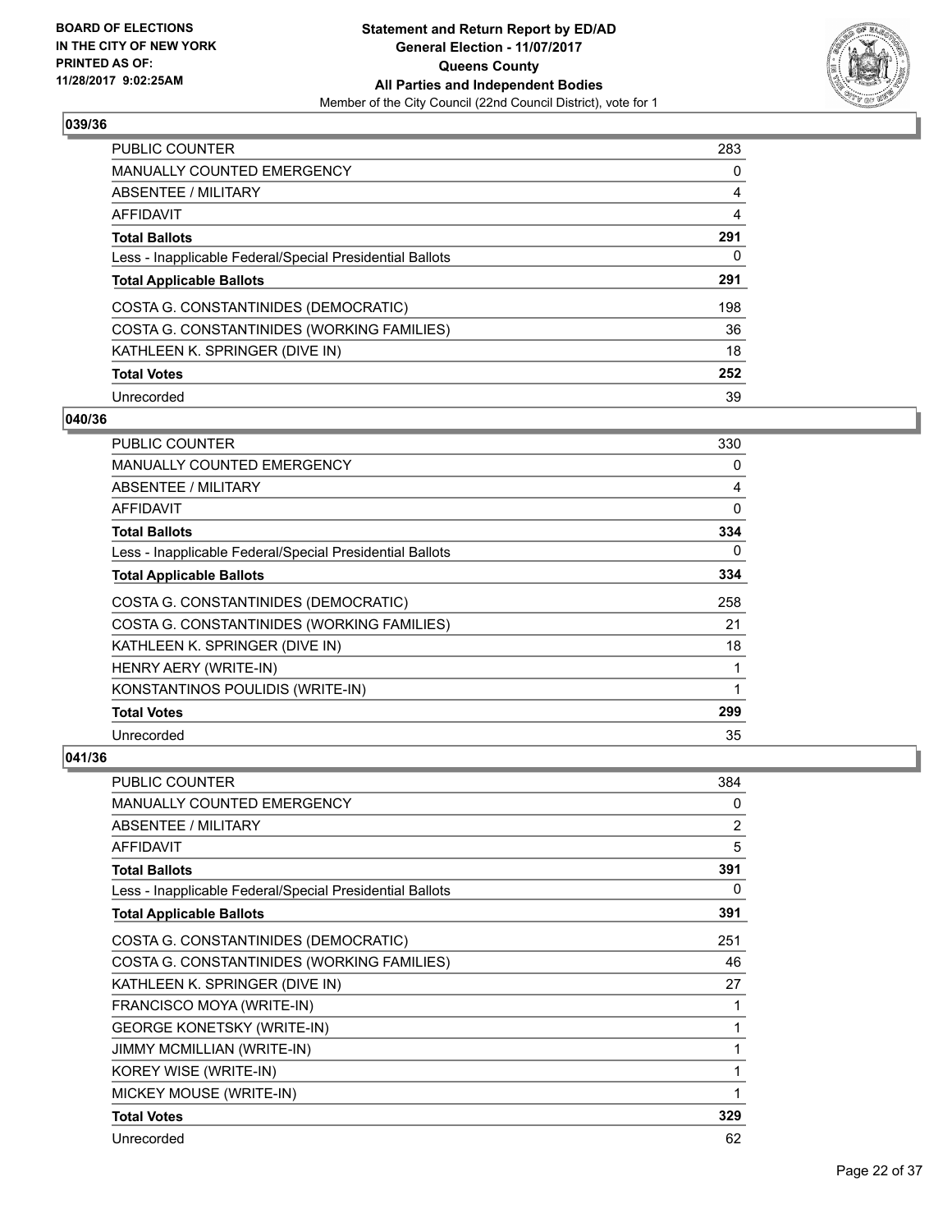BOARD OF ELECTIONS
IN THE CITY OF NEW YORK
PRINTED AS OF:
11/28/2017 9:02:25AM

**Statement and Return Report by ED/AD**
**General Election - 11/07/2017**
**Queens County**
**All Parties and Independent Bodies**
Member of the City Council (22nd Council District), vote for 1

### 039/36

| | |
|---|---|
| PUBLIC COUNTER | 283 |
| MANUALLY COUNTED EMERGENCY | 0 |
| ABSENTEE / MILITARY | 4 |
| AFFIDAVIT | 4 |
| **Total Ballots** | **291** |
| Less - Inapplicable Federal/Special Presidential Ballots | 0 |
| **Total Applicable Ballots** | **291** |
| COSTA G. CONSTANTINIDES (DEMOCRATIC) | 198 |
| COSTA G. CONSTANTINIDES (WORKING FAMILIES) | 36 |
| KATHLEEN K. SPRINGER (DIVE IN) | 18 |
| **Total Votes** | **252** |
| Unrecorded | 39 |

### 040/36

| | |
|---|---|
| PUBLIC COUNTER | 330 |
| MANUALLY COUNTED EMERGENCY | 0 |
| ABSENTEE / MILITARY | 4 |
| AFFIDAVIT | 0 |
| **Total Ballots** | **334** |
| Less - Inapplicable Federal/Special Presidential Ballots | 0 |
| **Total Applicable Ballots** | **334** |
| COSTA G. CONSTANTINIDES (DEMOCRATIC) | 258 |
| COSTA G. CONSTANTINIDES (WORKING FAMILIES) | 21 |
| KATHLEEN K. SPRINGER (DIVE IN) | 18 |
| HENRY AERY (WRITE-IN) | 1 |
| KONSTANTINOS POULIDIS (WRITE-IN) | 1 |
| **Total Votes** | **299** |
| Unrecorded | 35 |

### 041/36

| | |
|---|---|
| PUBLIC COUNTER | 384 |
| MANUALLY COUNTED EMERGENCY | 0 |
| ABSENTEE / MILITARY | 2 |
| AFFIDAVIT | 5 |
| **Total Ballots** | **391** |
| Less - Inapplicable Federal/Special Presidential Ballots | 0 |
| **Total Applicable Ballots** | **391** |
| COSTA G. CONSTANTINIDES (DEMOCRATIC) | 251 |
| COSTA G. CONSTANTINIDES (WORKING FAMILIES) | 46 |
| KATHLEEN K. SPRINGER (DIVE IN) | 27 |
| FRANCISCO MOYA (WRITE-IN) | 1 |
| GEORGE KONETSKY (WRITE-IN) | 1 |
| JIMMY MCMILLIAN (WRITE-IN) | 1 |
| KOREY WISE (WRITE-IN) | 1 |
| MICKEY MOUSE (WRITE-IN) | 1 |
| **Total Votes** | **329** |
| Unrecorded | 62 |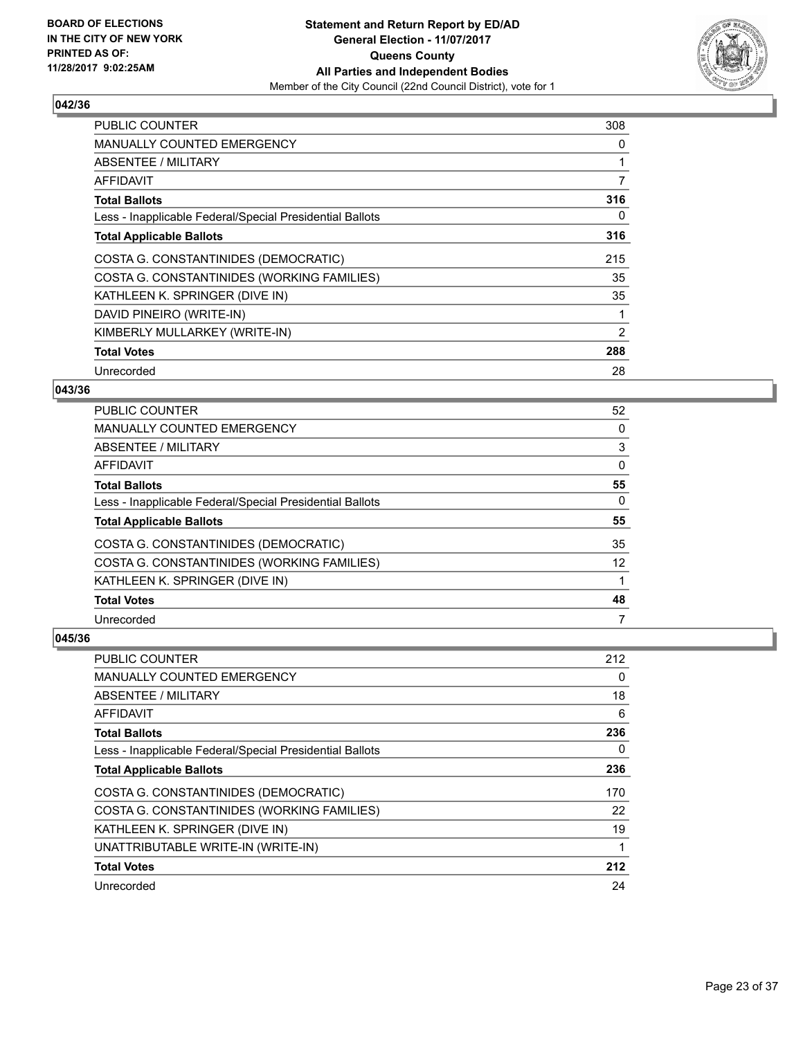### 042/36

| | |
|---|---|
| PUBLIC COUNTER | 308 |
| MANUALLY COUNTED EMERGENCY | 0 |
| ABSENTEE / MILITARY | 1 |
| AFFIDAVIT | 7 |
| **Total Ballots** | **316** |
| Less - Inapplicable Federal/Special Presidential Ballots | 0 |
| **Total Applicable Ballots** | **316** |
| COSTA G. CONSTANTINIDES (DEMOCRATIC) | 215 |
| COSTA G. CONSTANTINIDES (WORKING FAMILIES) | 35 |
| KATHLEEN K. SPRINGER (DIVE IN) | 35 |
| DAVID PINEIRO (WRITE-IN) | 1 |
| KIMBERLY MULLARKEY (WRITE-IN) | 2 |
| **Total Votes** | **288** |
| Unrecorded | 28 |

### 043/36

| | |
|---|---|
| PUBLIC COUNTER | 52 |
| MANUALLY COUNTED EMERGENCY | 0 |
| ABSENTEE / MILITARY | 3 |
| AFFIDAVIT | 0 |
| **Total Ballots** | **55** |
| Less - Inapplicable Federal/Special Presidential Ballots | 0 |
| **Total Applicable Ballots** | **55** |
| COSTA G. CONSTANTINIDES (DEMOCRATIC) | 35 |
| COSTA G. CONSTANTINIDES (WORKING FAMILIES) | 12 |
| KATHLEEN K. SPRINGER (DIVE IN) | 1 |
| **Total Votes** | **48** |
| Unrecorded | 7 |

### 045/36

| | |
|---|---|
| PUBLIC COUNTER | 212 |
| MANUALLY COUNTED EMERGENCY | 0 |
| ABSENTEE / MILITARY | 18 |
| AFFIDAVIT | 6 |
| **Total Ballots** | **236** |
| Less - Inapplicable Federal/Special Presidential Ballots | 0 |
| **Total Applicable Ballots** | **236** |
| COSTA G. CONSTANTINIDES (DEMOCRATIC) | 170 |
| COSTA G. CONSTANTINIDES (WORKING FAMILIES) | 22 |
| KATHLEEN K. SPRINGER (DIVE IN) | 19 |
| UNATTRIBUTABLE WRITE-IN (WRITE-IN) | 1 |
| **Total Votes** | **212** |
| Unrecorded | 24 |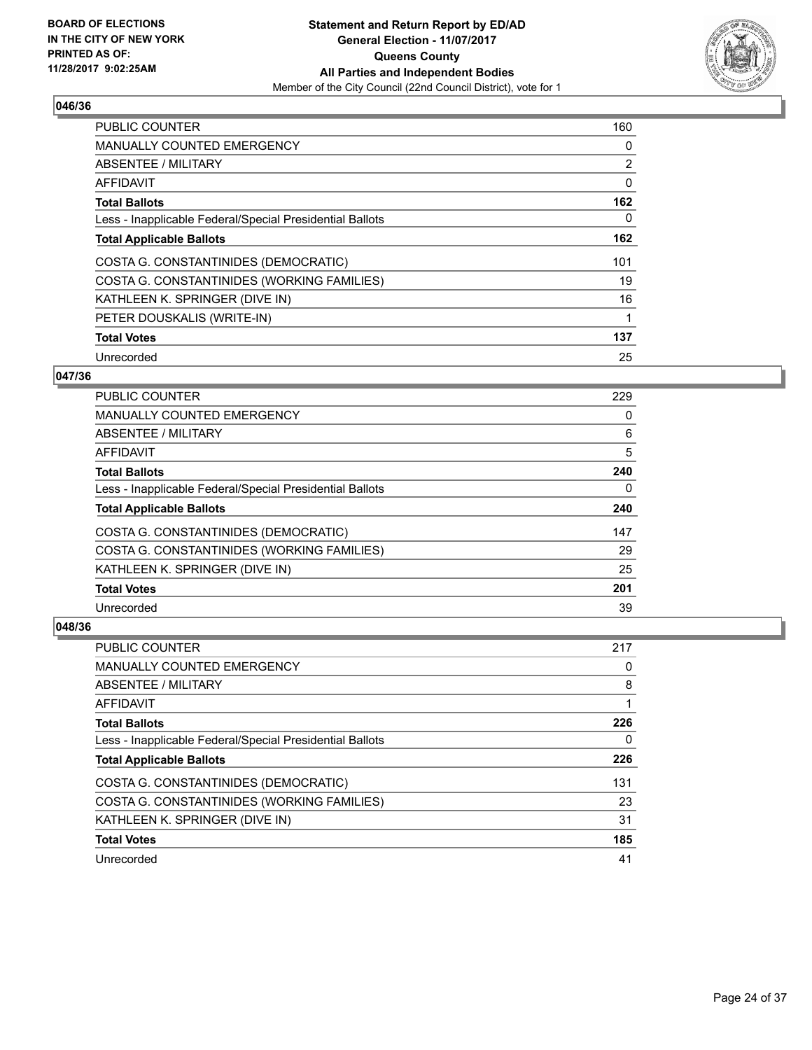**BOARD OF ELECTIONS IN THE CITY OF NEW YORK PRINTED AS OF: 11/28/2017 9:02:25AM**

**Statement and Return Report by ED/AD**
**General Election - 11/07/2017**
**Queens County**
**All Parties and Independent Bodies**
Member of the City Council (22nd Council District), vote for 1

### 046/36

| | |
|---|---|
| PUBLIC COUNTER | 160 |
| MANUALLY COUNTED EMERGENCY | 0 |
| ABSENTEE / MILITARY | 2 |
| AFFIDAVIT | 0 |
| **Total Ballots** | **162** |
| Less - Inapplicable Federal/Special Presidential Ballots | 0 |
| **Total Applicable Ballots** | **162** |
| COSTA G. CONSTANTINIDES (DEMOCRATIC) | 101 |
| COSTA G. CONSTANTINIDES (WORKING FAMILIES) | 19 |
| KATHLEEN K. SPRINGER (DIVE IN) | 16 |
| PETER DOUSKALIS (WRITE-IN) | 1 |
| **Total Votes** | **137** |
| Unrecorded | 25 |

### 047/36

| | |
|---|---|
| PUBLIC COUNTER | 229 |
| MANUALLY COUNTED EMERGENCY | 0 |
| ABSENTEE / MILITARY | 6 |
| AFFIDAVIT | 5 |
| **Total Ballots** | **240** |
| Less - Inapplicable Federal/Special Presidential Ballots | 0 |
| **Total Applicable Ballots** | **240** |
| COSTA G. CONSTANTINIDES (DEMOCRATIC) | 147 |
| COSTA G. CONSTANTINIDES (WORKING FAMILIES) | 29 |
| KATHLEEN K. SPRINGER (DIVE IN) | 25 |
| **Total Votes** | **201** |
| Unrecorded | 39 |

### 048/36

| | |
|---|---|
| PUBLIC COUNTER | 217 |
| MANUALLY COUNTED EMERGENCY | 0 |
| ABSENTEE / MILITARY | 8 |
| AFFIDAVIT | 1 |
| **Total Ballots** | **226** |
| Less - Inapplicable Federal/Special Presidential Ballots | 0 |
| **Total Applicable Ballots** | **226** |
| COSTA G. CONSTANTINIDES (DEMOCRATIC) | 131 |
| COSTA G. CONSTANTINIDES (WORKING FAMILIES) | 23 |
| KATHLEEN K. SPRINGER (DIVE IN) | 31 |
| **Total Votes** | **185** |
| Unrecorded | 41 |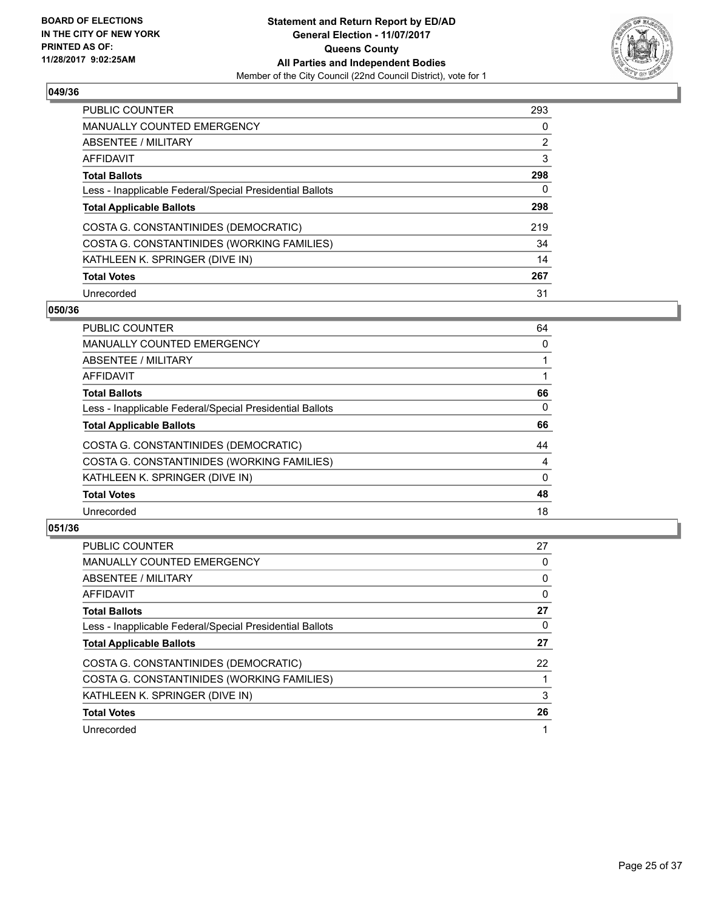**BOARD OF ELECTIONS IN THE CITY OF NEW YORK PRINTED AS OF: 11/28/2017 9:02:25AM**

**Statement and Return Report by ED/AD General Election - 11/07/2017 Queens County All Parties and Independent Bodies**

Member of the City Council (22nd Council District), vote for 1

## 049/36

| | |
|---|---|
| PUBLIC COUNTER | 293 |
| MANUALLY COUNTED EMERGENCY | 0 |
| ABSENTEE / MILITARY | 2 |
| AFFIDAVIT | 3 |
| **Total Ballots** | **298** |
| Less - Inapplicable Federal/Special Presidential Ballots | 0 |
| **Total Applicable Ballots** | **298** |
| COSTA G. CONSTANTINIDES (DEMOCRATIC) | 219 |
| COSTA G. CONSTANTINIDES (WORKING FAMILIES) | 34 |
| KATHLEEN K. SPRINGER (DIVE IN) | 14 |
| **Total Votes** | **267** |
| Unrecorded | 31 |

## 050/36

| | |
|---|---|
| PUBLIC COUNTER | 64 |
| MANUALLY COUNTED EMERGENCY | 0 |
| ABSENTEE / MILITARY | 1 |
| AFFIDAVIT | 1 |
| **Total Ballots** | **66** |
| Less - Inapplicable Federal/Special Presidential Ballots | 0 |
| **Total Applicable Ballots** | **66** |
| COSTA G. CONSTANTINIDES (DEMOCRATIC) | 44 |
| COSTA G. CONSTANTINIDES (WORKING FAMILIES) | 4 |
| KATHLEEN K. SPRINGER (DIVE IN) | 0 |
| **Total Votes** | **48** |
| Unrecorded | 18 |

## 051/36

| | |
|---|---|
| PUBLIC COUNTER | 27 |
| MANUALLY COUNTED EMERGENCY | 0 |
| ABSENTEE / MILITARY | 0 |
| AFFIDAVIT | 0 |
| **Total Ballots** | **27** |
| Less - Inapplicable Federal/Special Presidential Ballots | 0 |
| **Total Applicable Ballots** | **27** |
| COSTA G. CONSTANTINIDES (DEMOCRATIC) | 22 |
| COSTA G. CONSTANTINIDES (WORKING FAMILIES) | 1 |
| KATHLEEN K. SPRINGER (DIVE IN) | 3 |
| **Total Votes** | **26** |
| Unrecorded | 1 |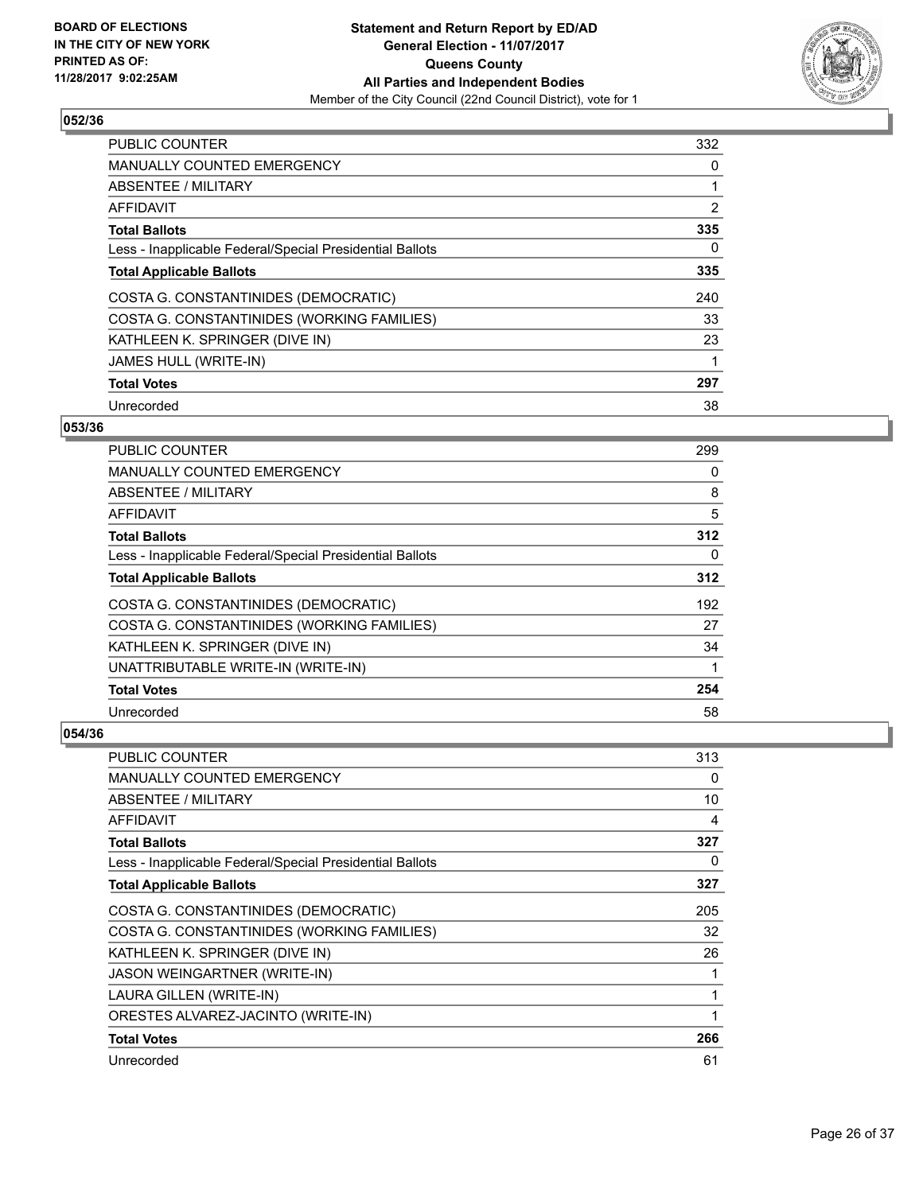BOARD OF ELECTIONS
IN THE CITY OF NEW YORK
PRINTED AS OF:
11/28/2017 9:02:25AM

**Statement and Return Report by ED/AD**
**General Election - 11/07/2017**
**Queens County**
**All Parties and Independent Bodies**
Member of the City Council (22nd Council District), vote for 1

### 052/36

| | |
|---|---|
| PUBLIC COUNTER | 332 |
| MANUALLY COUNTED EMERGENCY | 0 |
| ABSENTEE / MILITARY | 1 |
| AFFIDAVIT | 2 |
| **Total Ballots** | **335** |
| Less - Inapplicable Federal/Special Presidential Ballots | 0 |
| **Total Applicable Ballots** | **335** |
| COSTA G. CONSTANTINIDES (DEMOCRATIC) | 240 |
| COSTA G. CONSTANTINIDES (WORKING FAMILIES) | 33 |
| KATHLEEN K. SPRINGER (DIVE IN) | 23 |
| JAMES HULL (WRITE-IN) | 1 |
| **Total Votes** | **297** |
| Unrecorded | 38 |

### 053/36

| | |
|---|---|
| PUBLIC COUNTER | 299 |
| MANUALLY COUNTED EMERGENCY | 0 |
| ABSENTEE / MILITARY | 8 |
| AFFIDAVIT | 5 |
| **Total Ballots** | **312** |
| Less - Inapplicable Federal/Special Presidential Ballots | 0 |
| **Total Applicable Ballots** | **312** |
| COSTA G. CONSTANTINIDES (DEMOCRATIC) | 192 |
| COSTA G. CONSTANTINIDES (WORKING FAMILIES) | 27 |
| KATHLEEN K. SPRINGER (DIVE IN) | 34 |
| UNATTRIBUTABLE WRITE-IN (WRITE-IN) | 1 |
| **Total Votes** | **254** |
| Unrecorded | 58 |

### 054/36

| | |
|---|---|
| PUBLIC COUNTER | 313 |
| MANUALLY COUNTED EMERGENCY | 0 |
| ABSENTEE / MILITARY | 10 |
| AFFIDAVIT | 4 |
| **Total Ballots** | **327** |
| Less - Inapplicable Federal/Special Presidential Ballots | 0 |
| **Total Applicable Ballots** | **327** |
| COSTA G. CONSTANTINIDES (DEMOCRATIC) | 205 |
| COSTA G. CONSTANTINIDES (WORKING FAMILIES) | 32 |
| KATHLEEN K. SPRINGER (DIVE IN) | 26 |
| JASON WEINGARTNER (WRITE-IN) | 1 |
| LAURA GILLEN (WRITE-IN) | 1 |
| ORESTES ALVAREZ-JACINTO (WRITE-IN) | 1 |
| **Total Votes** | **266** |
| Unrecorded | 61 |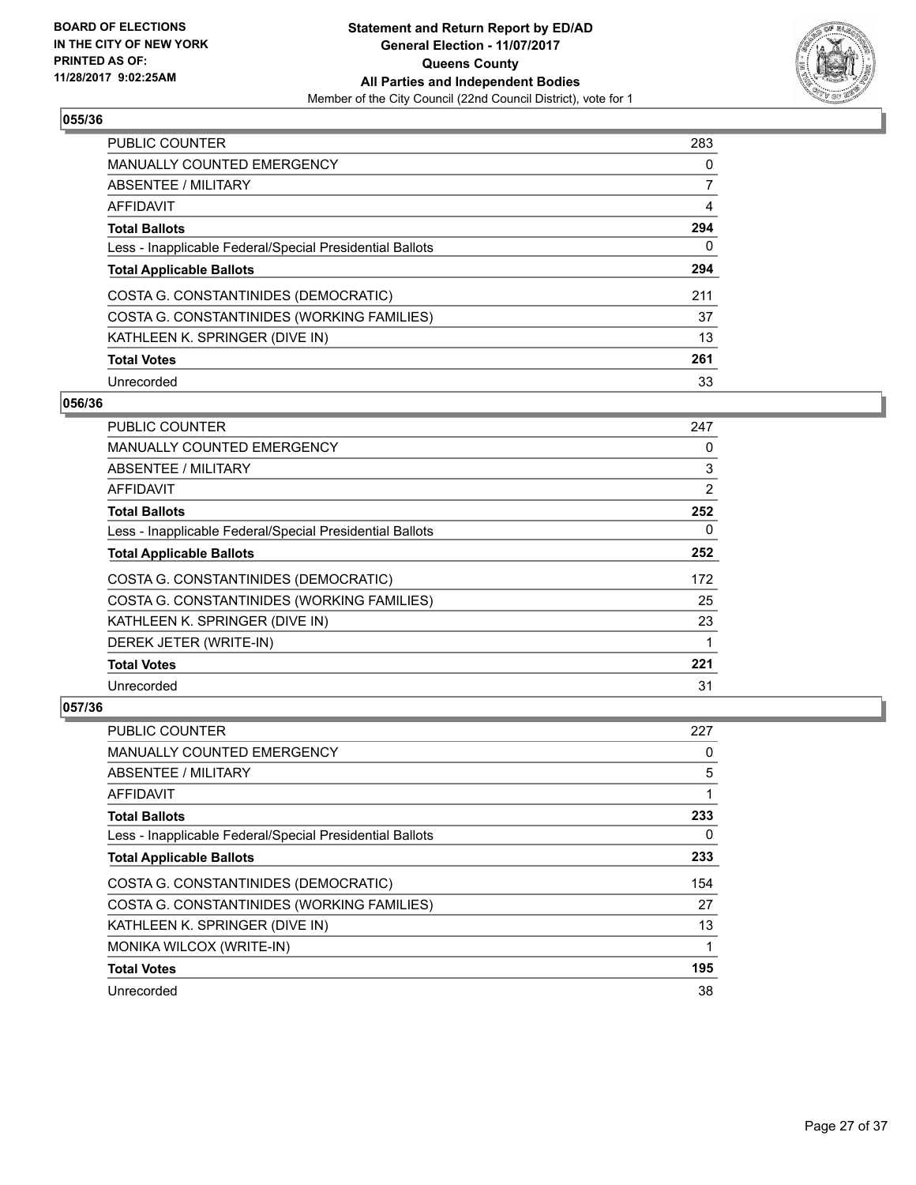**BOARD OF ELECTIONS IN THE CITY OF NEW YORK PRINTED AS OF: 11/28/2017 9:02:25AM**

**Statement and Return Report by ED/AD General Election - 11/07/2017 Queens County All Parties and Independent Bodies**
Member of the City Council (22nd Council District), vote for 1

## 055/36

| | |
|---|---|
| PUBLIC COUNTER | 283 |
| MANUALLY COUNTED EMERGENCY | 0 |
| ABSENTEE / MILITARY | 7 |
| AFFIDAVIT | 4 |
| **Total Ballots** | **294** |
| Less - Inapplicable Federal/Special Presidential Ballots | 0 |
| **Total Applicable Ballots** | **294** |
| COSTA G. CONSTANTINIDES (DEMOCRATIC) | 211 |
| COSTA G. CONSTANTINIDES (WORKING FAMILIES) | 37 |
| KATHLEEN K. SPRINGER (DIVE IN) | 13 |
| **Total Votes** | **261** |
| Unrecorded | 33 |

## 056/36

| | |
|---|---|
| PUBLIC COUNTER | 247 |
| MANUALLY COUNTED EMERGENCY | 0 |
| ABSENTEE / MILITARY | 3 |
| AFFIDAVIT | 2 |
| **Total Ballots** | **252** |
| Less - Inapplicable Federal/Special Presidential Ballots | 0 |
| **Total Applicable Ballots** | **252** |
| COSTA G. CONSTANTINIDES (DEMOCRATIC) | 172 |
| COSTA G. CONSTANTINIDES (WORKING FAMILIES) | 25 |
| KATHLEEN K. SPRINGER (DIVE IN) | 23 |
| DEREK JETER (WRITE-IN) | 1 |
| **Total Votes** | **221** |
| Unrecorded | 31 |

## 057/36

| | |
|---|---|
| PUBLIC COUNTER | 227 |
| MANUALLY COUNTED EMERGENCY | 0 |
| ABSENTEE / MILITARY | 5 |
| AFFIDAVIT | 1 |
| **Total Ballots** | **233** |
| Less - Inapplicable Federal/Special Presidential Ballots | 0 |
| **Total Applicable Ballots** | **233** |
| COSTA G. CONSTANTINIDES (DEMOCRATIC) | 154 |
| COSTA G. CONSTANTINIDES (WORKING FAMILIES) | 27 |
| KATHLEEN K. SPRINGER (DIVE IN) | 13 |
| MONIKA WILCOX (WRITE-IN) | 1 |
| **Total Votes** | **195** |
| Unrecorded | 38 |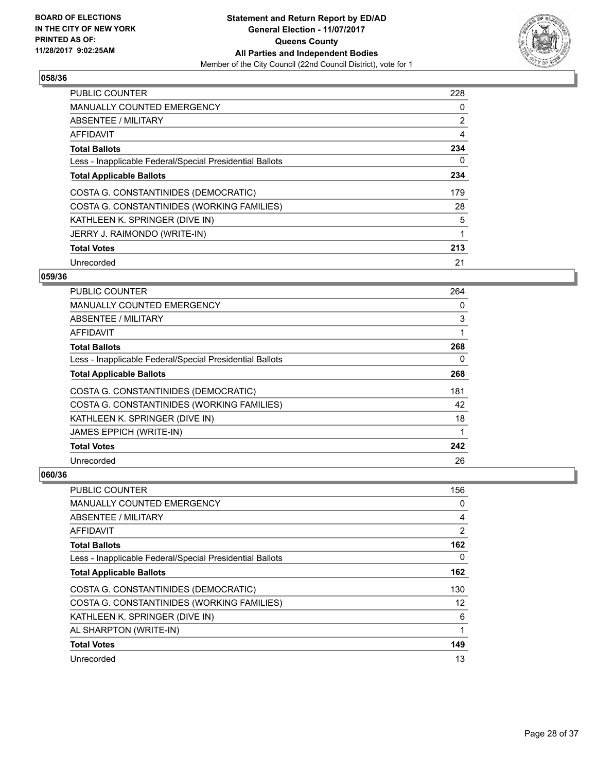### 058/36

| | |
|---|---|
| PUBLIC COUNTER | 228 |
| MANUALLY COUNTED EMERGENCY | 0 |
| ABSENTEE / MILITARY | 2 |
| AFFIDAVIT | 4 |
| **Total Ballots** | **234** |
| Less - Inapplicable Federal/Special Presidential Ballots | 0 |
| **Total Applicable Ballots** | **234** |
| COSTA G. CONSTANTINIDES (DEMOCRATIC) | 179 |
| COSTA G. CONSTANTINIDES (WORKING FAMILIES) | 28 |
| KATHLEEN K. SPRINGER (DIVE IN) | 5 |
| JERRY J. RAIMONDO (WRITE-IN) | 1 |
| **Total Votes** | **213** |
| Unrecorded | 21 |

### 059/36

| | |
|---|---|
| PUBLIC COUNTER | 264 |
| MANUALLY COUNTED EMERGENCY | 0 |
| ABSENTEE / MILITARY | 3 |
| AFFIDAVIT | 1 |
| **Total Ballots** | **268** |
| Less - Inapplicable Federal/Special Presidential Ballots | 0 |
| **Total Applicable Ballots** | **268** |
| COSTA G. CONSTANTINIDES (DEMOCRATIC) | 181 |
| COSTA G. CONSTANTINIDES (WORKING FAMILIES) | 42 |
| KATHLEEN K. SPRINGER (DIVE IN) | 18 |
| JAMES EPPICH (WRITE-IN) | 1 |
| **Total Votes** | **242** |
| Unrecorded | 26 |

### 060/36

| | |
|---|---|
| PUBLIC COUNTER | 156 |
| MANUALLY COUNTED EMERGENCY | 0 |
| ABSENTEE / MILITARY | 4 |
| AFFIDAVIT | 2 |
| **Total Ballots** | **162** |
| Less - Inapplicable Federal/Special Presidential Ballots | 0 |
| **Total Applicable Ballots** | **162** |
| COSTA G. CONSTANTINIDES (DEMOCRATIC) | 130 |
| COSTA G. CONSTANTINIDES (WORKING FAMILIES) | 12 |
| KATHLEEN K. SPRINGER (DIVE IN) | 6 |
| AL SHARPTON (WRITE-IN) | 1 |
| **Total Votes** | **149** |
| Unrecorded | 13 |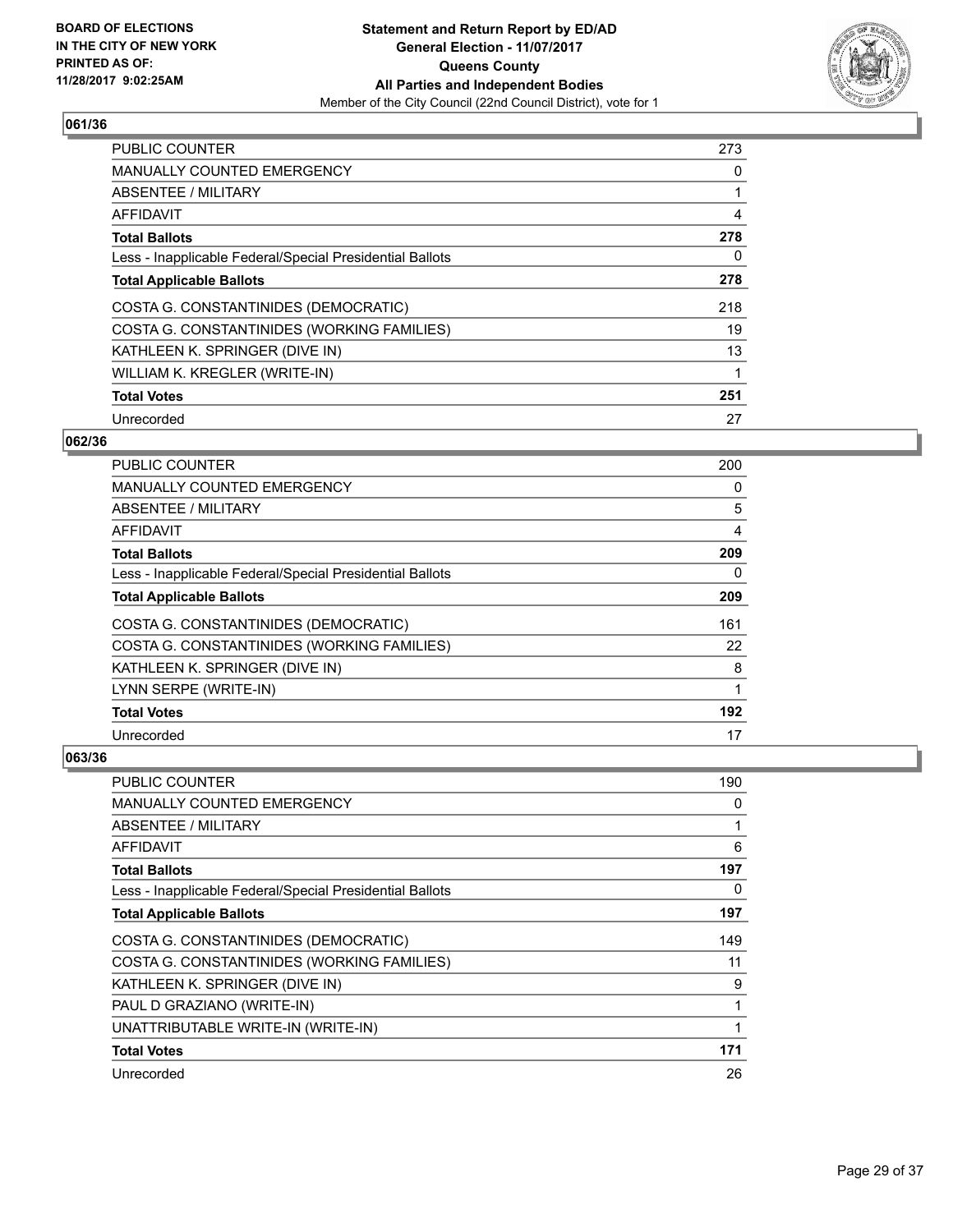BOARD OF ELECTIONS
IN THE CITY OF NEW YORK
PRINTED AS OF:
11/28/2017 9:02:25AM

**Statement and Return Report by ED/AD**
**General Election - 11/07/2017**
**Queens County**
**All Parties and Independent Bodies**
Member of the City Council (22nd Council District), vote for 1

## 061/36

| | |
|---|---|
| PUBLIC COUNTER | 273 |
| MANUALLY COUNTED EMERGENCY | 0 |
| ABSENTEE / MILITARY | 1 |
| AFFIDAVIT | 4 |
| **Total Ballots** | **278** |
| Less - Inapplicable Federal/Special Presidential Ballots | 0 |
| **Total Applicable Ballots** | **278** |
| COSTA G. CONSTANTINIDES (DEMOCRATIC) | 218 |
| COSTA G. CONSTANTINIDES (WORKING FAMILIES) | 19 |
| KATHLEEN K. SPRINGER (DIVE IN) | 13 |
| WILLIAM K. KREGLER (WRITE-IN) | 1 |
| **Total Votes** | **251** |
| Unrecorded | 27 |

## 062/36

| | |
|---|---|
| PUBLIC COUNTER | 200 |
| MANUALLY COUNTED EMERGENCY | 0 |
| ABSENTEE / MILITARY | 5 |
| AFFIDAVIT | 4 |
| **Total Ballots** | **209** |
| Less - Inapplicable Federal/Special Presidential Ballots | 0 |
| **Total Applicable Ballots** | **209** |
| COSTA G. CONSTANTINIDES (DEMOCRATIC) | 161 |
| COSTA G. CONSTANTINIDES (WORKING FAMILIES) | 22 |
| KATHLEEN K. SPRINGER (DIVE IN) | 8 |
| LYNN SERPE (WRITE-IN) | 1 |
| **Total Votes** | **192** |
| Unrecorded | 17 |

## 063/36

| | |
|---|---|
| PUBLIC COUNTER | 190 |
| MANUALLY COUNTED EMERGENCY | 0 |
| ABSENTEE / MILITARY | 1 |
| AFFIDAVIT | 6 |
| **Total Ballots** | **197** |
| Less - Inapplicable Federal/Special Presidential Ballots | 0 |
| **Total Applicable Ballots** | **197** |
| COSTA G. CONSTANTINIDES (DEMOCRATIC) | 149 |
| COSTA G. CONSTANTINIDES (WORKING FAMILIES) | 11 |
| KATHLEEN K. SPRINGER (DIVE IN) | 9 |
| PAUL D GRAZIANO (WRITE-IN) | 1 |
| UNATTRIBUTABLE WRITE-IN (WRITE-IN) | 1 |
| **Total Votes** | **171** |
| Unrecorded | 26 |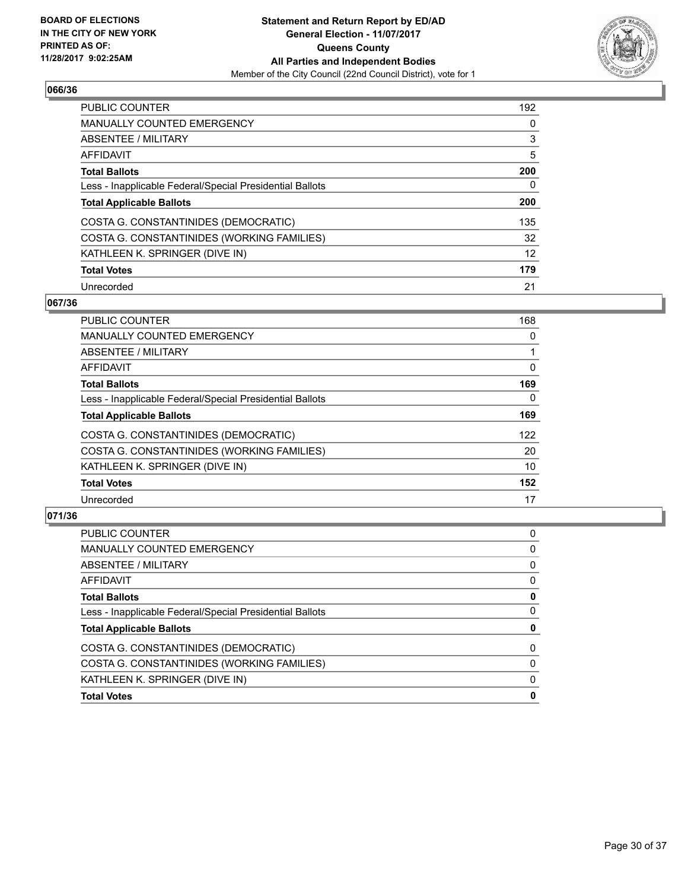**Statement and Return Report by ED/AD**
**General Election - 11/07/2017**
**Queens County**
**All Parties and Independent Bodies**
Member of the City Council (22nd Council District), vote for 1

BOARD OF ELECTIONS IN THE CITY OF NEW YORK
PRINTED AS OF: 11/28/2017 9:02:25AM

### 066/36

| | |
|---|---|
| PUBLIC COUNTER | 192 |
| MANUALLY COUNTED EMERGENCY | 0 |
| ABSENTEE / MILITARY | 3 |
| AFFIDAVIT | 5 |
| **Total Ballots** | **200** |
| Less - Inapplicable Federal/Special Presidential Ballots | 0 |
| **Total Applicable Ballots** | **200** |
| COSTA G. CONSTANTINIDES (DEMOCRATIC) | 135 |
| COSTA G. CONSTANTINIDES (WORKING FAMILIES) | 32 |
| KATHLEEN K. SPRINGER (DIVE IN) | 12 |
| **Total Votes** | **179** |
| Unrecorded | 21 |

### 067/36

| | |
|---|---|
| PUBLIC COUNTER | 168 |
| MANUALLY COUNTED EMERGENCY | 0 |
| ABSENTEE / MILITARY | 1 |
| AFFIDAVIT | 0 |
| **Total Ballots** | **169** |
| Less - Inapplicable Federal/Special Presidential Ballots | 0 |
| **Total Applicable Ballots** | **169** |
| COSTA G. CONSTANTINIDES (DEMOCRATIC) | 122 |
| COSTA G. CONSTANTINIDES (WORKING FAMILIES) | 20 |
| KATHLEEN K. SPRINGER (DIVE IN) | 10 |
| **Total Votes** | **152** |
| Unrecorded | 17 |

### 071/36

| | |
|---|---|
| PUBLIC COUNTER | 0 |
| MANUALLY COUNTED EMERGENCY | 0 |
| ABSENTEE / MILITARY | 0 |
| AFFIDAVIT | 0 |
| **Total Ballots** | **0** |
| Less - Inapplicable Federal/Special Presidential Ballots | 0 |
| **Total Applicable Ballots** | **0** |
| COSTA G. CONSTANTINIDES (DEMOCRATIC) | 0 |
| COSTA G. CONSTANTINIDES (WORKING FAMILIES) | 0 |
| KATHLEEN K. SPRINGER (DIVE IN) | 0 |
| **Total Votes** | **0** |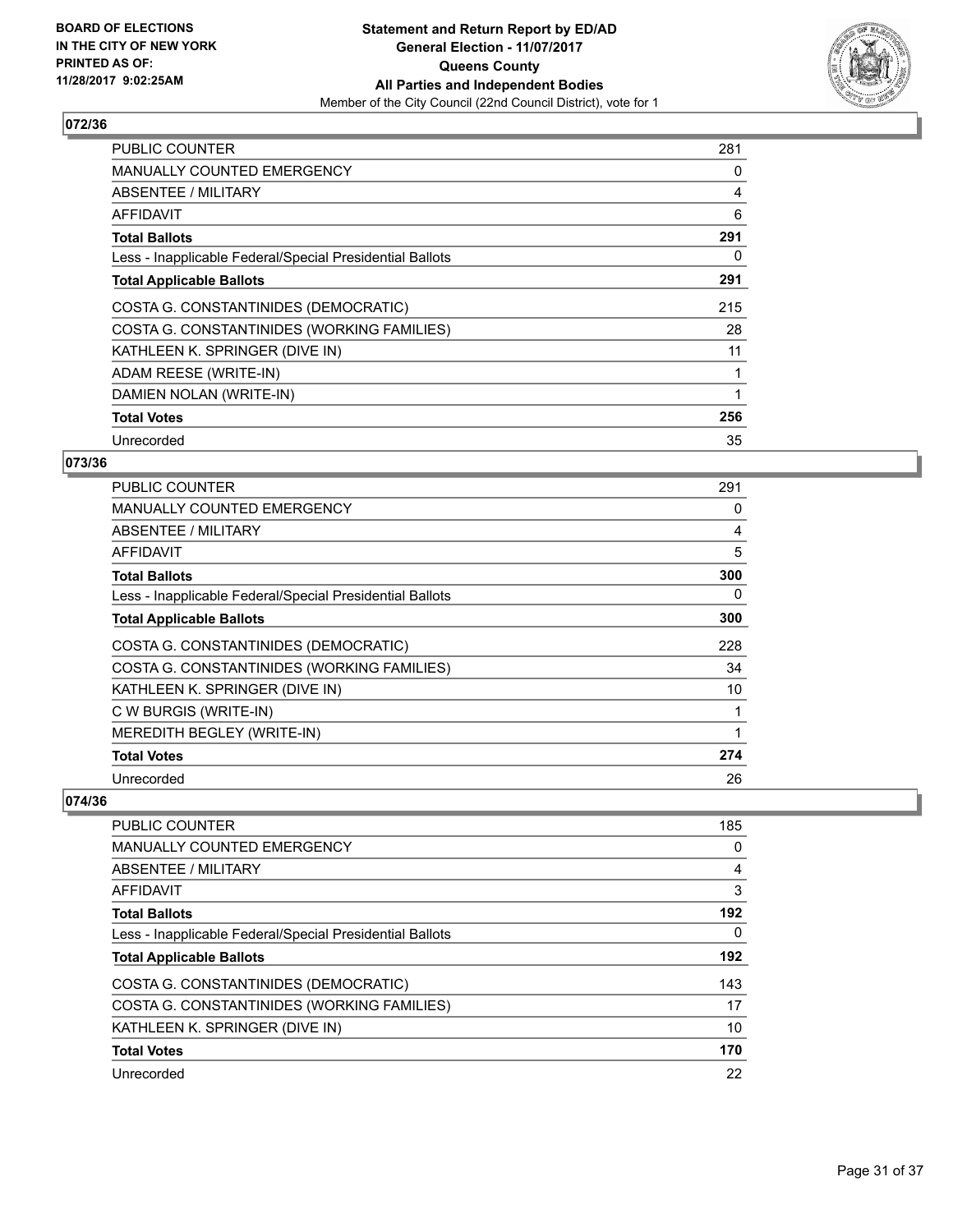BOARD OF ELECTIONS
IN THE CITY OF NEW YORK
PRINTED AS OF:
11/28/2017 9:02:25AM

**Statement and Return Report by ED/AD**
**General Election - 11/07/2017**
**Queens County**
**All Parties and Independent Bodies**
Member of the City Council (22nd Council District), vote for 1

## 072/36

| | |
|---|---|
| PUBLIC COUNTER | 281 |
| MANUALLY COUNTED EMERGENCY | 0 |
| ABSENTEE / MILITARY | 4 |
| AFFIDAVIT | 6 |
| **Total Ballots** | **291** |
| Less - Inapplicable Federal/Special Presidential Ballots | 0 |
| **Total Applicable Ballots** | **291** |
| COSTA G. CONSTANTINIDES (DEMOCRATIC) | 215 |
| COSTA G. CONSTANTINIDES (WORKING FAMILIES) | 28 |
| KATHLEEN K. SPRINGER (DIVE IN) | 11 |
| ADAM REESE (WRITE-IN) | 1 |
| DAMIEN NOLAN (WRITE-IN) | 1 |
| **Total Votes** | **256** |
| Unrecorded | 35 |

## 073/36

| | |
|---|---|
| PUBLIC COUNTER | 291 |
| MANUALLY COUNTED EMERGENCY | 0 |
| ABSENTEE / MILITARY | 4 |
| AFFIDAVIT | 5 |
| **Total Ballots** | **300** |
| Less - Inapplicable Federal/Special Presidential Ballots | 0 |
| **Total Applicable Ballots** | **300** |
| COSTA G. CONSTANTINIDES (DEMOCRATIC) | 228 |
| COSTA G. CONSTANTINIDES (WORKING FAMILIES) | 34 |
| KATHLEEN K. SPRINGER (DIVE IN) | 10 |
| C W BURGIS (WRITE-IN) | 1 |
| MEREDITH BEGLEY (WRITE-IN) | 1 |
| **Total Votes** | **274** |
| Unrecorded | 26 |

## 074/36

| | |
|---|---|
| PUBLIC COUNTER | 185 |
| MANUALLY COUNTED EMERGENCY | 0 |
| ABSENTEE / MILITARY | 4 |
| AFFIDAVIT | 3 |
| **Total Ballots** | **192** |
| Less - Inapplicable Federal/Special Presidential Ballots | 0 |
| **Total Applicable Ballots** | **192** |
| COSTA G. CONSTANTINIDES (DEMOCRATIC) | 143 |
| COSTA G. CONSTANTINIDES (WORKING FAMILIES) | 17 |
| KATHLEEN K. SPRINGER (DIVE IN) | 10 |
| **Total Votes** | **170** |
| Unrecorded | 22 |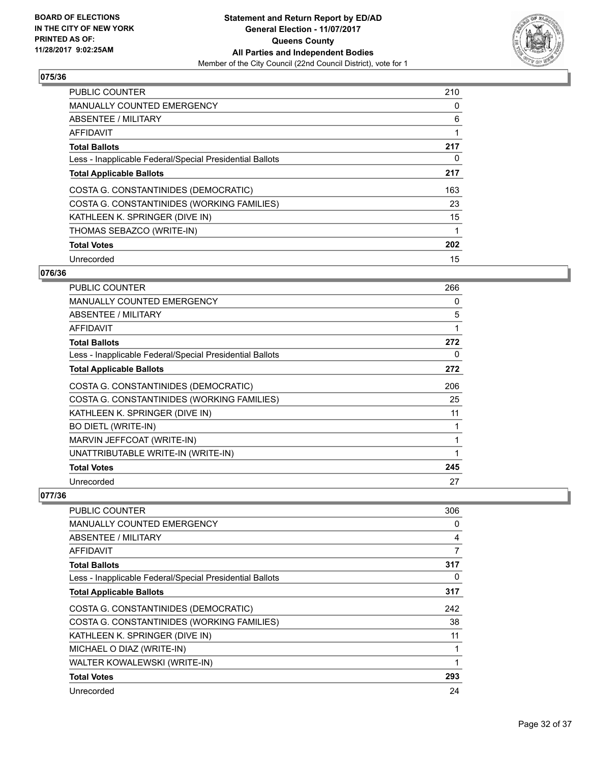**BOARD OF ELECTIONS IN THE CITY OF NEW YORK PRINTED AS OF: 11/28/2017 9:02:25AM**

**Statement and Return Report by ED/AD General Election - 11/07/2017 Queens County All Parties and Independent Bodies**
Member of the City Council (22nd Council District), vote for 1

## 075/36

| | |
|---|---|
| PUBLIC COUNTER | 210 |
| MANUALLY COUNTED EMERGENCY | 0 |
| ABSENTEE / MILITARY | 6 |
| AFFIDAVIT | 1 |
| **Total Ballots** | **217** |
| Less - Inapplicable Federal/Special Presidential Ballots | 0 |
| **Total Applicable Ballots** | **217** |
| COSTA G. CONSTANTINIDES (DEMOCRATIC) | 163 |
| COSTA G. CONSTANTINIDES (WORKING FAMILIES) | 23 |
| KATHLEEN K. SPRINGER (DIVE IN) | 15 |
| THOMAS SEBAZCO (WRITE-IN) | 1 |
| **Total Votes** | **202** |
| Unrecorded | 15 |

## 076/36

| | |
|---|---|
| PUBLIC COUNTER | 266 |
| MANUALLY COUNTED EMERGENCY | 0 |
| ABSENTEE / MILITARY | 5 |
| AFFIDAVIT | 1 |
| **Total Ballots** | **272** |
| Less - Inapplicable Federal/Special Presidential Ballots | 0 |
| **Total Applicable Ballots** | **272** |
| COSTA G. CONSTANTINIDES (DEMOCRATIC) | 206 |
| COSTA G. CONSTANTINIDES (WORKING FAMILIES) | 25 |
| KATHLEEN K. SPRINGER (DIVE IN) | 11 |
| BO DIETL (WRITE-IN) | 1 |
| MARVIN JEFFCOAT (WRITE-IN) | 1 |
| UNATTRIBUTABLE WRITE-IN (WRITE-IN) | 1 |
| **Total Votes** | **245** |
| Unrecorded | 27 |

## 077/36

| | |
|---|---|
| PUBLIC COUNTER | 306 |
| MANUALLY COUNTED EMERGENCY | 0 |
| ABSENTEE / MILITARY | 4 |
| AFFIDAVIT | 7 |
| **Total Ballots** | **317** |
| Less - Inapplicable Federal/Special Presidential Ballots | 0 |
| **Total Applicable Ballots** | **317** |
| COSTA G. CONSTANTINIDES (DEMOCRATIC) | 242 |
| COSTA G. CONSTANTINIDES (WORKING FAMILIES) | 38 |
| KATHLEEN K. SPRINGER (DIVE IN) | 11 |
| MICHAEL O DIAZ (WRITE-IN) | 1 |
| WALTER KOWALEWSKI (WRITE-IN) | 1 |
| **Total Votes** | **293** |
| Unrecorded | 24 |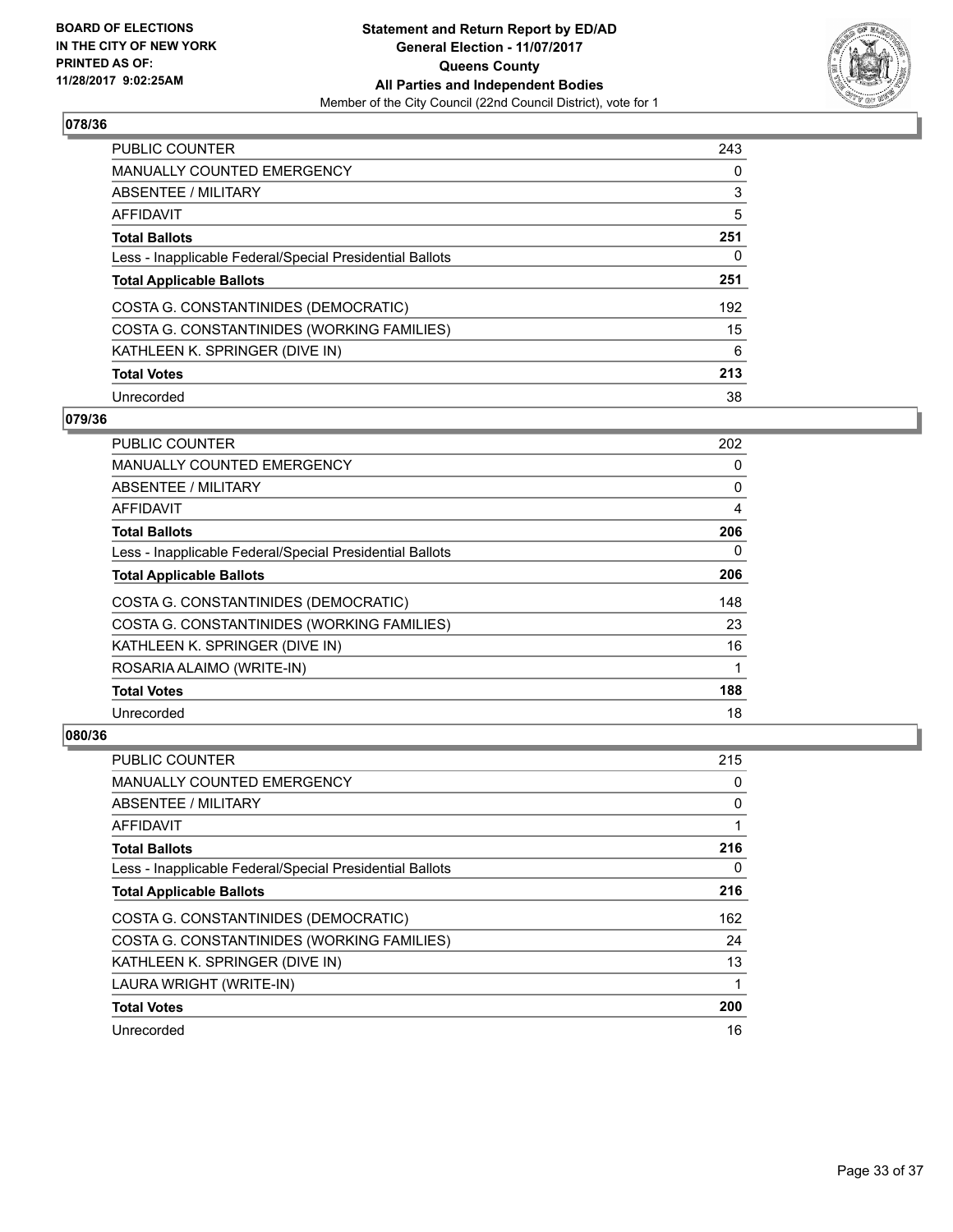BOARD OF ELECTIONS
IN THE CITY OF NEW YORK
PRINTED AS OF:
11/28/2017 9:02:25AM

**Statement and Return Report by ED/AD**
**General Election - 11/07/2017**
**Queens County**
**All Parties and Independent Bodies**
Member of the City Council (22nd Council District), vote for 1

### 078/36

| | |
|---|---|
| PUBLIC COUNTER | 243 |
| MANUALLY COUNTED EMERGENCY | 0 |
| ABSENTEE / MILITARY | 3 |
| AFFIDAVIT | 5 |
| **Total Ballots** | **251** |
| Less - Inapplicable Federal/Special Presidential Ballots | 0 |
| **Total Applicable Ballots** | **251** |
| COSTA G. CONSTANTINIDES (DEMOCRATIC) | 192 |
| COSTA G. CONSTANTINIDES (WORKING FAMILIES) | 15 |
| KATHLEEN K. SPRINGER (DIVE IN) | 6 |
| **Total Votes** | **213** |
| Unrecorded | 38 |

### 079/36

| | |
|---|---|
| PUBLIC COUNTER | 202 |
| MANUALLY COUNTED EMERGENCY | 0 |
| ABSENTEE / MILITARY | 0 |
| AFFIDAVIT | 4 |
| **Total Ballots** | **206** |
| Less - Inapplicable Federal/Special Presidential Ballots | 0 |
| **Total Applicable Ballots** | **206** |
| COSTA G. CONSTANTINIDES (DEMOCRATIC) | 148 |
| COSTA G. CONSTANTINIDES (WORKING FAMILIES) | 23 |
| KATHLEEN K. SPRINGER (DIVE IN) | 16 |
| ROSARIA ALAIMO (WRITE-IN) | 1 |
| **Total Votes** | **188** |
| Unrecorded | 18 |

### 080/36

| | |
|---|---|
| PUBLIC COUNTER | 215 |
| MANUALLY COUNTED EMERGENCY | 0 |
| ABSENTEE / MILITARY | 0 |
| AFFIDAVIT | 1 |
| **Total Ballots** | **216** |
| Less - Inapplicable Federal/Special Presidential Ballots | 0 |
| **Total Applicable Ballots** | **216** |
| COSTA G. CONSTANTINIDES (DEMOCRATIC) | 162 |
| COSTA G. CONSTANTINIDES (WORKING FAMILIES) | 24 |
| KATHLEEN K. SPRINGER (DIVE IN) | 13 |
| LAURA WRIGHT (WRITE-IN) | 1 |
| **Total Votes** | **200** |
| Unrecorded | 16 |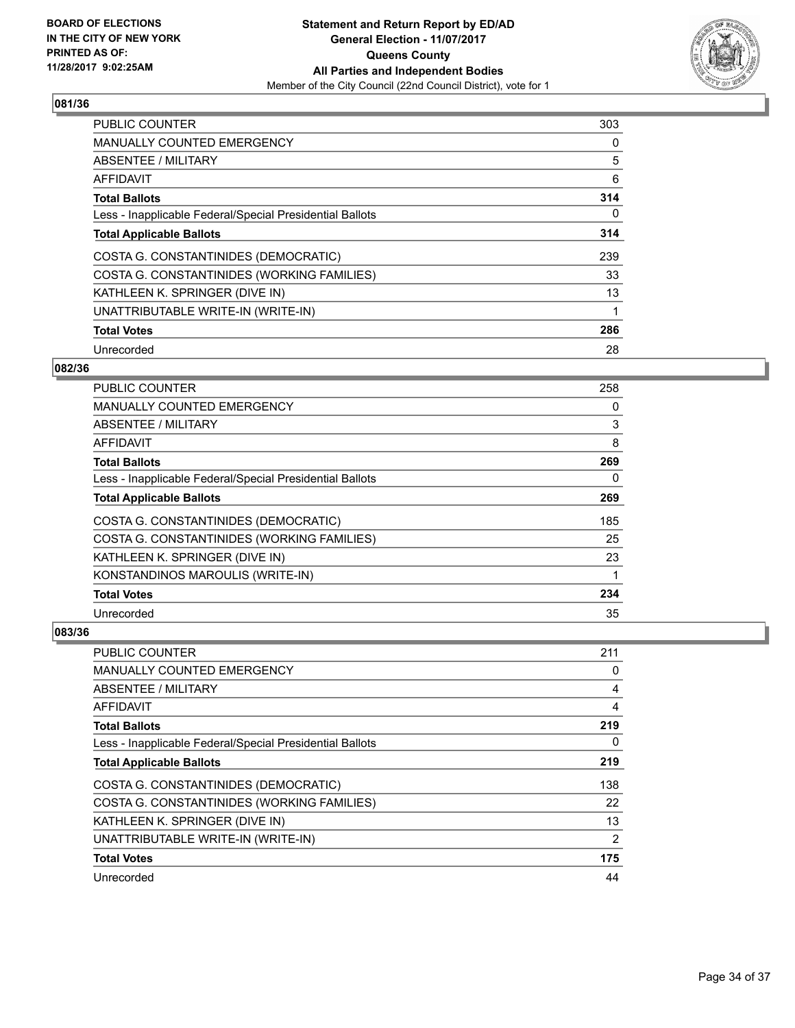**BOARD OF ELECTIONS IN THE CITY OF NEW YORK PRINTED AS OF: 11/28/2017 9:02:25AM**

**Statement and Return Report by ED/AD General Election - 11/07/2017 Queens County All Parties and Independent Bodies**
Member of the City Council (22nd Council District), vote for 1

## 081/36

| | |
|---|---|
| PUBLIC COUNTER | 303 |
| MANUALLY COUNTED EMERGENCY | 0 |
| ABSENTEE / MILITARY | 5 |
| AFFIDAVIT | 6 |
| **Total Ballots** | **314** |
| Less - Inapplicable Federal/Special Presidential Ballots | 0 |
| **Total Applicable Ballots** | **314** |
| COSTA G. CONSTANTINIDES (DEMOCRATIC) | 239 |
| COSTA G. CONSTANTINIDES (WORKING FAMILIES) | 33 |
| KATHLEEN K. SPRINGER (DIVE IN) | 13 |
| UNATTRIBUTABLE WRITE-IN (WRITE-IN) | 1 |
| **Total Votes** | **286** |
| Unrecorded | 28 |

## 082/36

| | |
|---|---|
| PUBLIC COUNTER | 258 |
| MANUALLY COUNTED EMERGENCY | 0 |
| ABSENTEE / MILITARY | 3 |
| AFFIDAVIT | 8 |
| **Total Ballots** | **269** |
| Less - Inapplicable Federal/Special Presidential Ballots | 0 |
| **Total Applicable Ballots** | **269** |
| COSTA G. CONSTANTINIDES (DEMOCRATIC) | 185 |
| COSTA G. CONSTANTINIDES (WORKING FAMILIES) | 25 |
| KATHLEEN K. SPRINGER (DIVE IN) | 23 |
| KONSTANDINOS MAROULIS (WRITE-IN) | 1 |
| **Total Votes** | **234** |
| Unrecorded | 35 |

## 083/36

| | |
|---|---|
| PUBLIC COUNTER | 211 |
| MANUALLY COUNTED EMERGENCY | 0 |
| ABSENTEE / MILITARY | 4 |
| AFFIDAVIT | 4 |
| **Total Ballots** | **219** |
| Less - Inapplicable Federal/Special Presidential Ballots | 0 |
| **Total Applicable Ballots** | **219** |
| COSTA G. CONSTANTINIDES (DEMOCRATIC) | 138 |
| COSTA G. CONSTANTINIDES (WORKING FAMILIES) | 22 |
| KATHLEEN K. SPRINGER (DIVE IN) | 13 |
| UNATTRIBUTABLE WRITE-IN (WRITE-IN) | 2 |
| **Total Votes** | **175** |
| Unrecorded | 44 |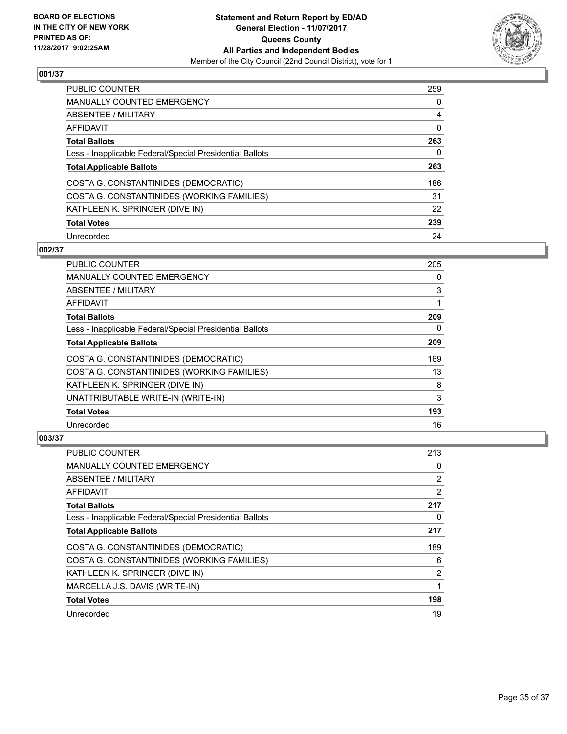BOARD OF ELECTIONS
IN THE CITY OF NEW YORK
PRINTED AS OF:
11/28/2017 9:02:25AM

**Statement and Return Report by ED/AD**
**General Election - 11/07/2017**
**Queens County**
**All Parties and Independent Bodies**
Member of the City Council (22nd Council District), vote for 1

### 001/37

| | |
|---|---|
| PUBLIC COUNTER | 259 |
| MANUALLY COUNTED EMERGENCY | 0 |
| ABSENTEE / MILITARY | 4 |
| AFFIDAVIT | 0 |
| **Total Ballots** | **263** |
| Less - Inapplicable Federal/Special Presidential Ballots | 0 |
| **Total Applicable Ballots** | **263** |
| COSTA G. CONSTANTINIDES (DEMOCRATIC) | 186 |
| COSTA G. CONSTANTINIDES (WORKING FAMILIES) | 31 |
| KATHLEEN K. SPRINGER (DIVE IN) | 22 |
| **Total Votes** | **239** |
| Unrecorded | 24 |

### 002/37

| | |
|---|---|
| PUBLIC COUNTER | 205 |
| MANUALLY COUNTED EMERGENCY | 0 |
| ABSENTEE / MILITARY | 3 |
| AFFIDAVIT | 1 |
| **Total Ballots** | **209** |
| Less - Inapplicable Federal/Special Presidential Ballots | 0 |
| **Total Applicable Ballots** | **209** |
| COSTA G. CONSTANTINIDES (DEMOCRATIC) | 169 |
| COSTA G. CONSTANTINIDES (WORKING FAMILIES) | 13 |
| KATHLEEN K. SPRINGER (DIVE IN) | 8 |
| UNATTRIBUTABLE WRITE-IN (WRITE-IN) | 3 |
| **Total Votes** | **193** |
| Unrecorded | 16 |

### 003/37

| | |
|---|---|
| PUBLIC COUNTER | 213 |
| MANUALLY COUNTED EMERGENCY | 0 |
| ABSENTEE / MILITARY | 2 |
| AFFIDAVIT | 2 |
| **Total Ballots** | **217** |
| Less - Inapplicable Federal/Special Presidential Ballots | 0 |
| **Total Applicable Ballots** | **217** |
| COSTA G. CONSTANTINIDES (DEMOCRATIC) | 189 |
| COSTA G. CONSTANTINIDES (WORKING FAMILIES) | 6 |
| KATHLEEN K. SPRINGER (DIVE IN) | 2 |
| MARCELLA J.S. DAVIS (WRITE-IN) | 1 |
| **Total Votes** | **198** |
| Unrecorded | 19 |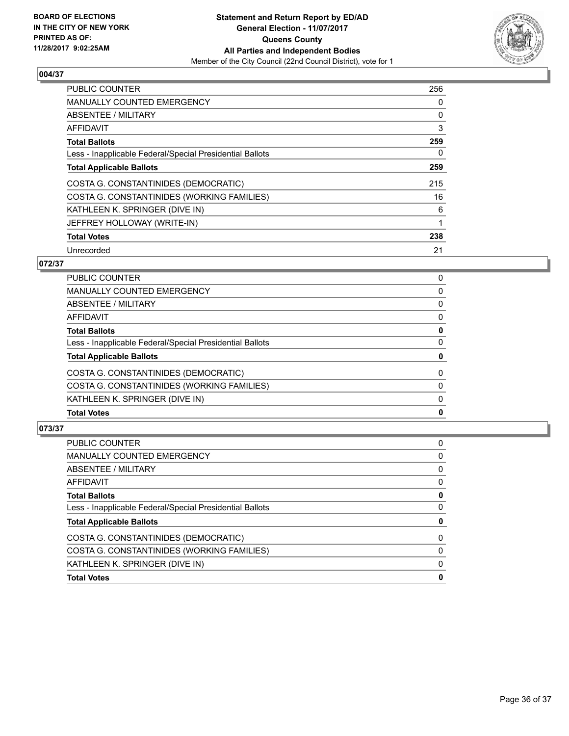## 004/37

| | |
|---|---|
| PUBLIC COUNTER | 256 |
| MANUALLY COUNTED EMERGENCY | 0 |
| ABSENTEE / MILITARY | 0 |
| AFFIDAVIT | 3 |
| **Total Ballots** | **259** |
| Less - Inapplicable Federal/Special Presidential Ballots | 0 |
| **Total Applicable Ballots** | **259** |
| COSTA G. CONSTANTINIDES (DEMOCRATIC) | 215 |
| COSTA G. CONSTANTINIDES (WORKING FAMILIES) | 16 |
| KATHLEEN K. SPRINGER (DIVE IN) | 6 |
| JEFFREY HOLLOWAY (WRITE-IN) | 1 |
| **Total Votes** | **238** |
| Unrecorded | 21 |

## 072/37

| | |
|---|---|
| PUBLIC COUNTER | 0 |
| MANUALLY COUNTED EMERGENCY | 0 |
| ABSENTEE / MILITARY | 0 |
| AFFIDAVIT | 0 |
| **Total Ballots** | **0** |
| Less - Inapplicable Federal/Special Presidential Ballots | 0 |
| **Total Applicable Ballots** | **0** |
| COSTA G. CONSTANTINIDES (DEMOCRATIC) | 0 |
| COSTA G. CONSTANTINIDES (WORKING FAMILIES) | 0 |
| KATHLEEN K. SPRINGER (DIVE IN) | 0 |
| **Total Votes** | **0** |

## 073/37

| | |
|---|---|
| PUBLIC COUNTER | 0 |
| MANUALLY COUNTED EMERGENCY | 0 |
| ABSENTEE / MILITARY | 0 |
| AFFIDAVIT | 0 |
| **Total Ballots** | **0** |
| Less - Inapplicable Federal/Special Presidential Ballots | 0 |
| **Total Applicable Ballots** | **0** |
| COSTA G. CONSTANTINIDES (DEMOCRATIC) | 0 |
| COSTA G. CONSTANTINIDES (WORKING FAMILIES) | 0 |
| KATHLEEN K. SPRINGER (DIVE IN) | 0 |
| **Total Votes** | **0** |